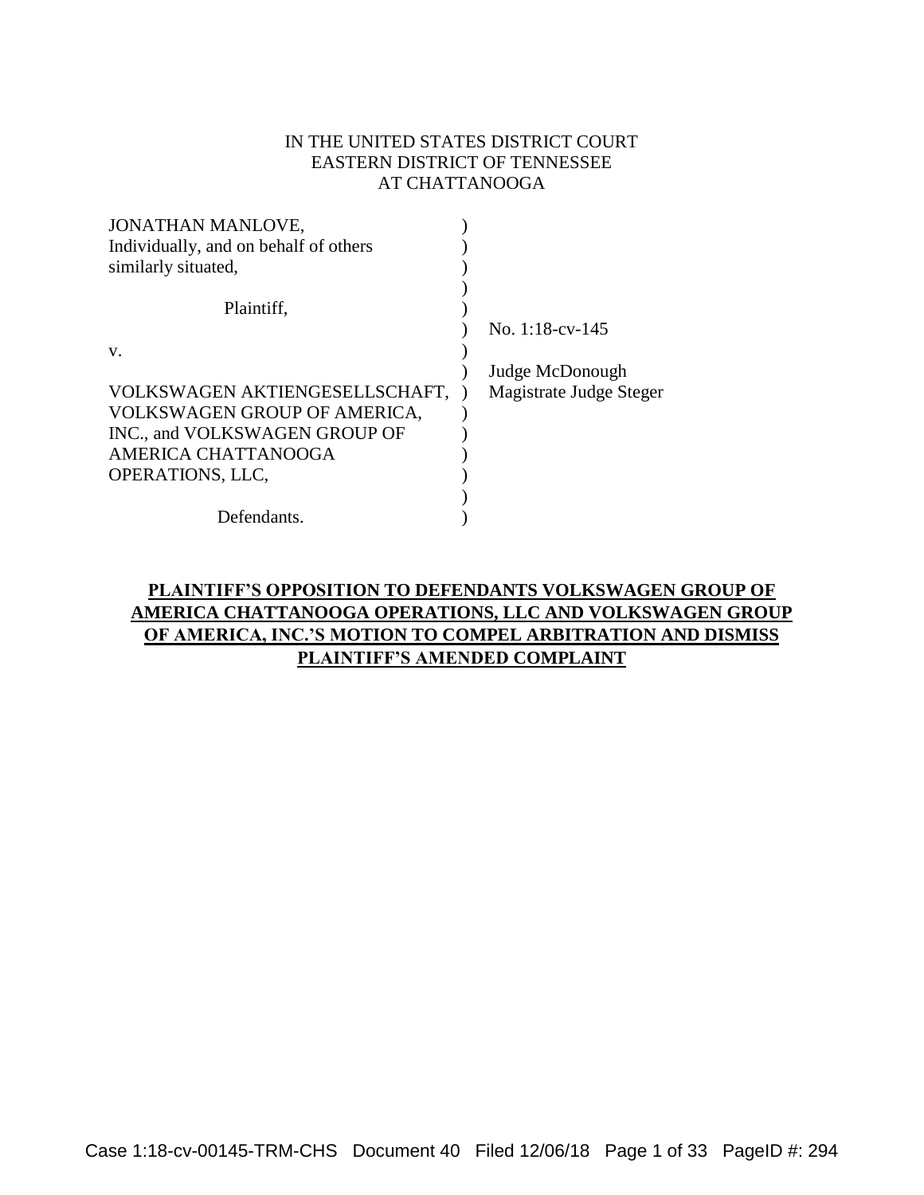IN THE UNITED STATES DISTRICT COURT
EASTERN DISTRICT OF TENNESSEE
AT CHATTANOOGA

| | | |
|---|---|---|
| JONATHAN MANLOVE, Individually, and on behalf of others similarly situated, | ) | |
| Plaintiff, | ) | No. 1:18-cv-145 |
| v. | ) | Judge McDonough |
| VOLKSWAGEN AKTIENGESELLSCHAFT, VOLKSWAGEN GROUP OF AMERICA, INC., and VOLKSWAGEN GROUP OF AMERICA CHATTANOOGA OPERATIONS, LLC, | ) | Magistrate Judge Steger |
| Defendants. | ) | |

**PLAINTIFF'S OPPOSITION TO DEFENDANTS VOLKSWAGEN GROUP OF AMERICA CHATTANOOGA OPERATIONS, LLC AND VOLKSWAGEN GROUP OF AMERICA, INC.'S MOTION TO COMPEL ARBITRATION AND DISMISS PLAINTIFF'S AMENDED COMPLAINT**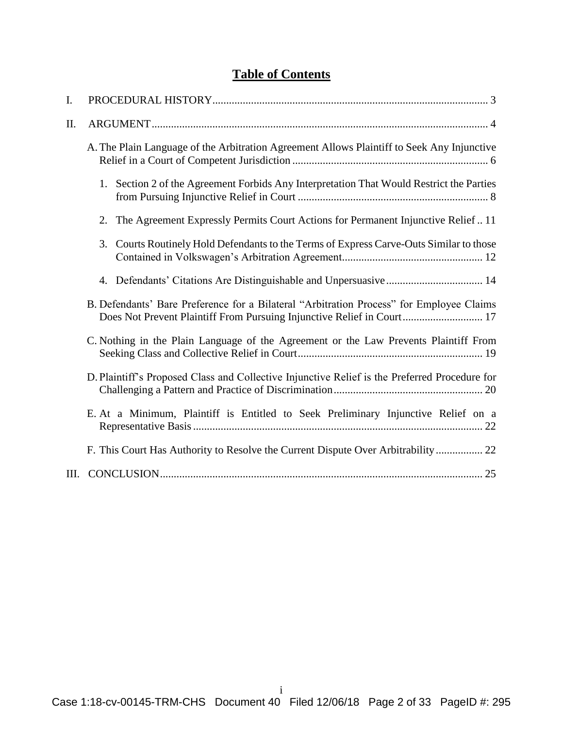## Table of Contents

I. PROCEDURAL HISTORY .................................................................................................... 3

II. ARGUMENT .......................................................................................................................... 4

A. The Plain Language of the Arbitration Agreement Allows Plaintiff to Seek Any Injunctive Relief in a Court of Competent Jurisdiction ....................................................................... 6

1. Section 2 of the Agreement Forbids Any Interpretation That Would Restrict the Parties from Pursuing Injunctive Relief in Court ..................................................................... 8

2. The Agreement Expressly Permits Court Actions for Permanent Injunctive Relief .. 11

3. Courts Routinely Hold Defendants to the Terms of Express Carve-Outs Similar to those Contained in Volkswagen's Arbitration Agreement.................................................. 12

4. Defendants' Citations Are Distinguishable and Unpersuasive ................................... 14

B. Defendants' Bare Preference for a Bilateral "Arbitration Process" for Employee Claims Does Not Prevent Plaintiff From Pursuing Injunctive Relief in Court............................. 17

C. Nothing in the Plain Language of the Agreement or the Law Prevents Plaintiff From Seeking Class and Collective Relief in Court.................................................................. 19

D. Plaintiff's Proposed Class and Collective Injunctive Relief is the Preferred Procedure for Challenging a Pattern and Practice of Discrimination..................................................... 20

E. At a Minimum, Plaintiff is Entitled to Seek Preliminary Injunctive Relief on a Representative Basis ......................................................................................................... 22

F. This Court Has Authority to Resolve the Current Dispute Over Arbitrability ................. 22

III. CONCLUSION ..................................................................................................................... 25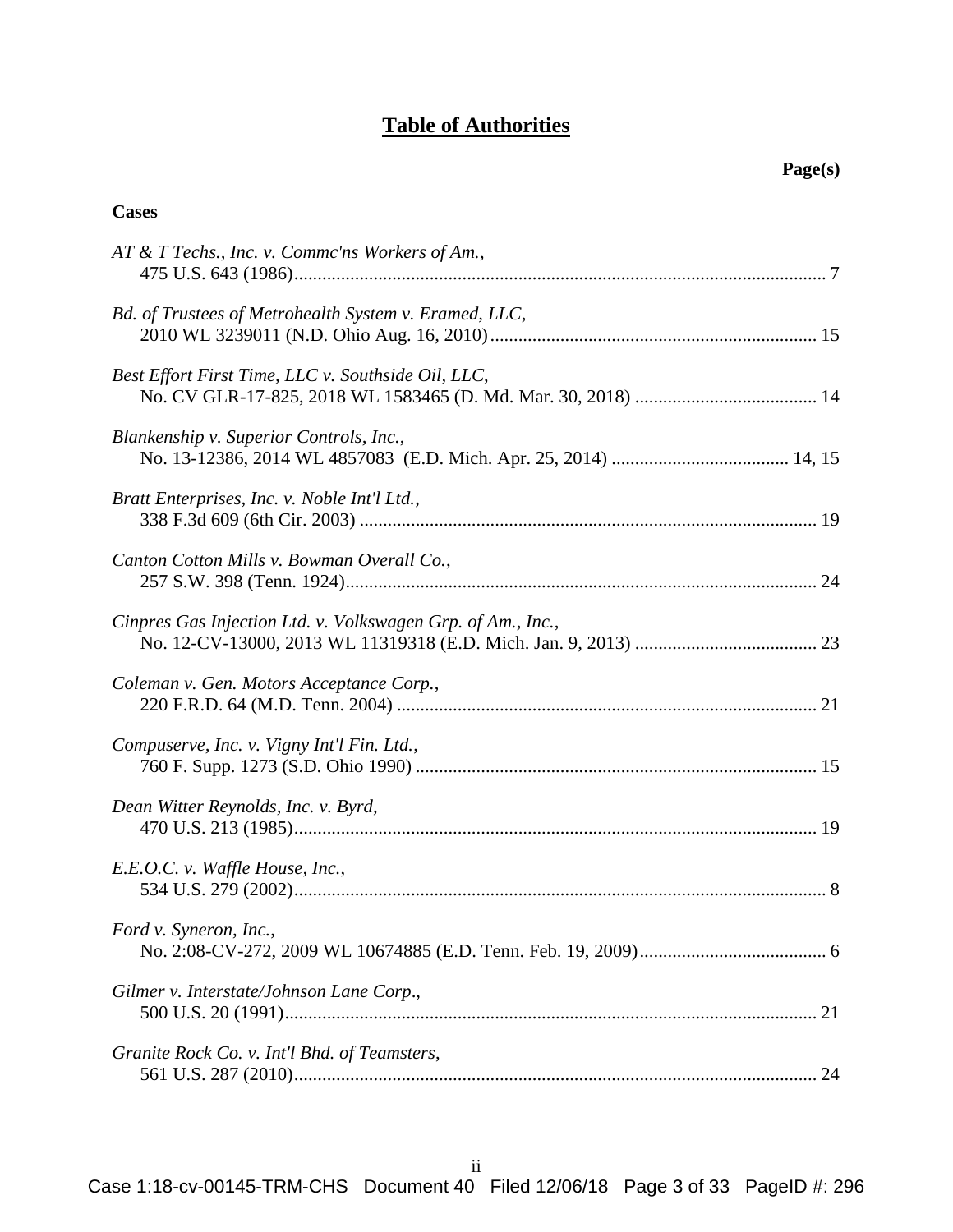# Table of Authorities

**Page(s)**

**Cases**

*AT & T Techs., Inc. v. Commc'ns Workers of Am.*,
475 U.S. 643 (1986) ........ 7

*Bd. of Trustees of Metrohealth System v. Eramed, LLC*,
2010 WL 3239011 (N.D. Ohio Aug. 16, 2010) ........ 15

*Best Effort First Time, LLC v. Southside Oil, LLC*,
No. CV GLR-17-825, 2018 WL 1583465 (D. Md. Mar. 30, 2018) ........ 14

*Blankenship v. Superior Controls, Inc.*,
No. 13-12386, 2014 WL 4857083 (E.D. Mich. Apr. 25, 2014) ........ 14, 15

*Bratt Enterprises, Inc. v. Noble Int'l Ltd.*,
338 F.3d 609 (6th Cir. 2003) ........ 19

*Canton Cotton Mills v. Bowman Overall Co.*,
257 S.W. 398 (Tenn. 1924) ........ 24

*Cinpres Gas Injection Ltd. v. Volkswagen Grp. of Am., Inc.*,
No. 12-CV-13000, 2013 WL 11319318 (E.D. Mich. Jan. 9, 2013) ........ 23

*Coleman v. Gen. Motors Acceptance Corp.*,
220 F.R.D. 64 (M.D. Tenn. 2004) ........ 21

*Compuserve, Inc. v. Vigny Int'l Fin. Ltd.*,
760 F. Supp. 1273 (S.D. Ohio 1990) ........ 15

*Dean Witter Reynolds, Inc. v. Byrd*,
470 U.S. 213 (1985) ........ 19

*E.E.O.C. v. Waffle House, Inc.*,
534 U.S. 279 (2002) ........ 8

*Ford v. Syneron, Inc.*,
No. 2:08-CV-272, 2009 WL 10674885 (E.D. Tenn. Feb. 19, 2009) ........ 6

*Gilmer v. Interstate/Johnson Lane Corp*.,
500 U.S. 20 (1991) ........ 21

*Granite Rock Co. v. Int'l Bhd. of Teamsters*,
561 U.S. 287 (2010) ........ 24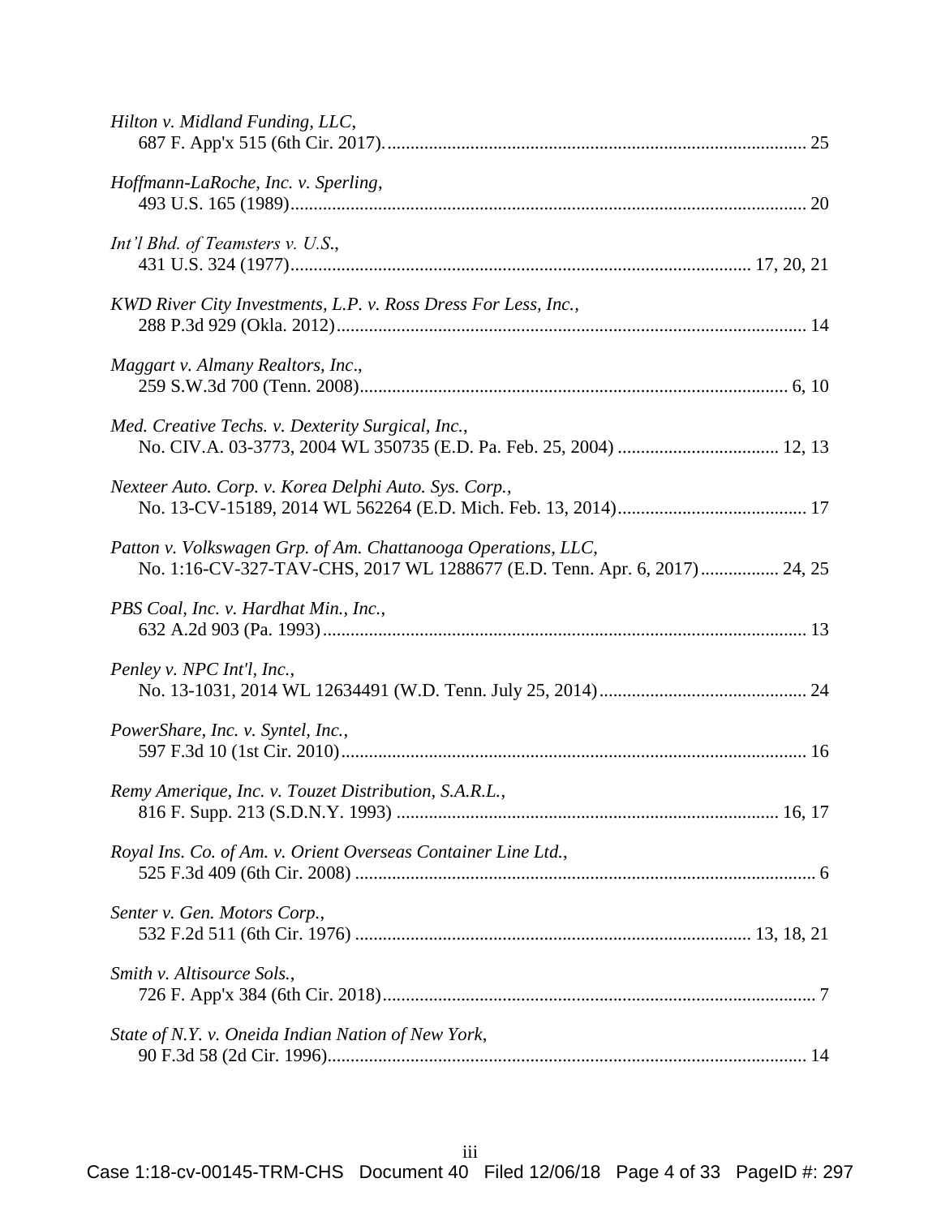*Hilton v. Midland Funding, LLC*,
687 F. App'x 515 (6th Cir. 2017). ........................................................................................ 25

*Hoffmann-LaRoche, Inc. v. Sperling*,
493 U.S. 165 (1989).............................................................................................................. 20

*Int'l Bhd. of Teamsters v. U.S.*,
431 U.S. 324 (1977)....................................................................................................... 17, 20, 21

*KWD River City Investments, L.P. v. Ross Dress For Less, Inc.*,
288 P.3d 929 (Okla. 2012)...................................................................................................... 14

*Maggart v. Almany Realtors, Inc*.,
259 S.W.3d 700 (Tenn. 2008)............................................................................................. 6, 10

*Med. Creative Techs. v. Dexterity Surgical, Inc.*,
No. CIV.A. 03-3773, 2004 WL 350735 (E.D. Pa. Feb. 25, 2004) ................................... 12, 13

*Nexteer Auto. Corp. v. Korea Delphi Auto. Sys. Corp.*,
No. 13-CV-15189, 2014 WL 562264 (E.D. Mich. Feb. 13, 2014)......................................... 17

*Patton v. Volkswagen Grp. of Am. Chattanooga Operations, LLC*,
No. 1:16-CV-327-TAV-CHS, 2017 WL 1288677 (E.D. Tenn. Apr. 6, 2017)................. 24, 25

*PBS Coal, Inc. v. Hardhat Min., Inc.*,
632 A.2d 903 (Pa. 1993)........................................................................................................ 13

*Penley v. NPC Int'l, Inc.*,
No. 13-1031, 2014 WL 12634491 (W.D. Tenn. July 25, 2014)............................................. 24

*PowerShare, Inc. v. Syntel, Inc.*,
597 F.3d 10 (1st Cir. 2010).................................................................................................... 16

*Remy Amerique, Inc. v. Touzet Distribution, S.A.R.L.*,
816 F. Supp. 213 (S.D.N.Y. 1993) .................................................................................. 16, 17

*Royal Ins. Co. of Am. v. Orient Overseas Container Line Ltd.*,
525 F.3d 409 (6th Cir. 2008) ................................................................................................... 6

*Senter v. Gen. Motors Corp.*,
532 F.2d 511 (6th Cir. 1976) .................................................................................... 13, 18, 21

*Smith v. Altisource Sols.*,
726 F. App'x 384 (6th Cir. 2018)............................................................................................. 7

*State of N.Y. v. Oneida Indian Nation of New York*,
90 F.3d 58 (2d Cir. 1996)....................................................................................................... 14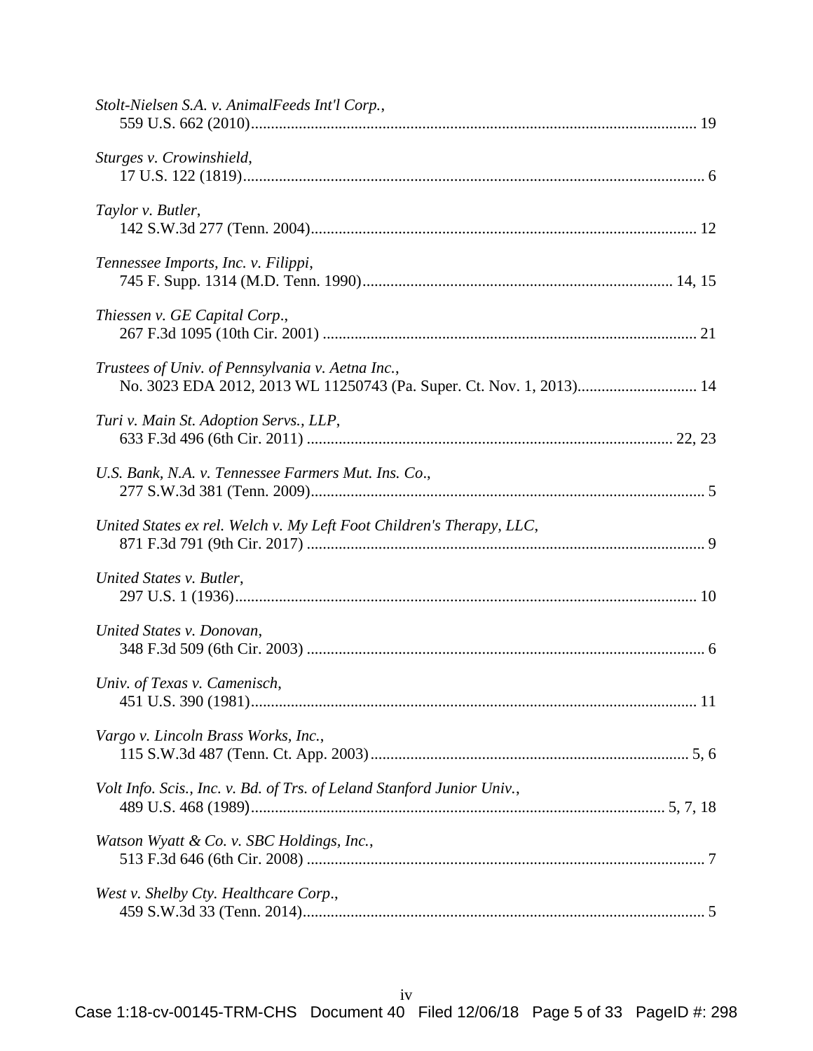*Stolt-Nielsen S.A. v. AnimalFeeds Int'l Corp.*,
559 U.S. 662 (2010)................................................................................................................ 19

*Sturges v. Crowinshield*,
17 U.S. 122 (1819).................................................................................................................... 6

*Taylor v. Butler*,
142 S.W.3d 277 (Tenn. 2004)................................................................................................ 12

*Tennessee Imports, Inc. v. Filippi*,
745 F. Supp. 1314 (M.D. Tenn. 1990)............................................................................. 14, 15

*Thiessen v. GE Capital Corp*.,
267 F.3d 1095 (10th Cir. 2001) ............................................................................................. 21

*Trustees of Univ. of Pennsylvania v. Aetna Inc.*,
No. 3023 EDA 2012, 2013 WL 11250743 (Pa. Super. Ct. Nov. 1, 2013).............................. 14

*Turi v. Main St. Adoption Servs., LLP*,
633 F.3d 496 (6th Cir. 2011) ........................................................................................... 22, 23

*U.S. Bank, N.A. v. Tennessee Farmers Mut. Ins. Co*.,
277 S.W.3d 381 (Tenn. 2009).................................................................................................. 5

*United States ex rel. Welch v. My Left Foot Children's Therapy, LLC*,
871 F.3d 791 (9th Cir. 2017) .................................................................................................... 9

*United States v. Butler*,
297 U.S. 1 (1936)................................................................................................................... 10

*United States v. Donovan*,
348 F.3d 509 (6th Cir. 2003) ................................................................................................... 6

*Univ. of Texas v. Camenisch*,
451 U.S. 390 (1981)............................................................................................................... 11

*Vargo v. Lincoln Brass Works, Inc.*,
115 S.W.3d 487 (Tenn. Ct. App. 2003)............................................................................... 5, 6

*Volt Info. Scis., Inc. v. Bd. of Trs. of Leland Stanford Junior Univ.*,
489 U.S. 468 (1989)....................................................................................................... 5, 7, 18

*Watson Wyatt & Co. v. SBC Holdings, Inc.*,
513 F.3d 646 (6th Cir. 2008) .................................................................................................... 7

*West v. Shelby Cty. Healthcare Corp*.,
459 S.W.3d 33 (Tenn. 2014).................................................................................................... 5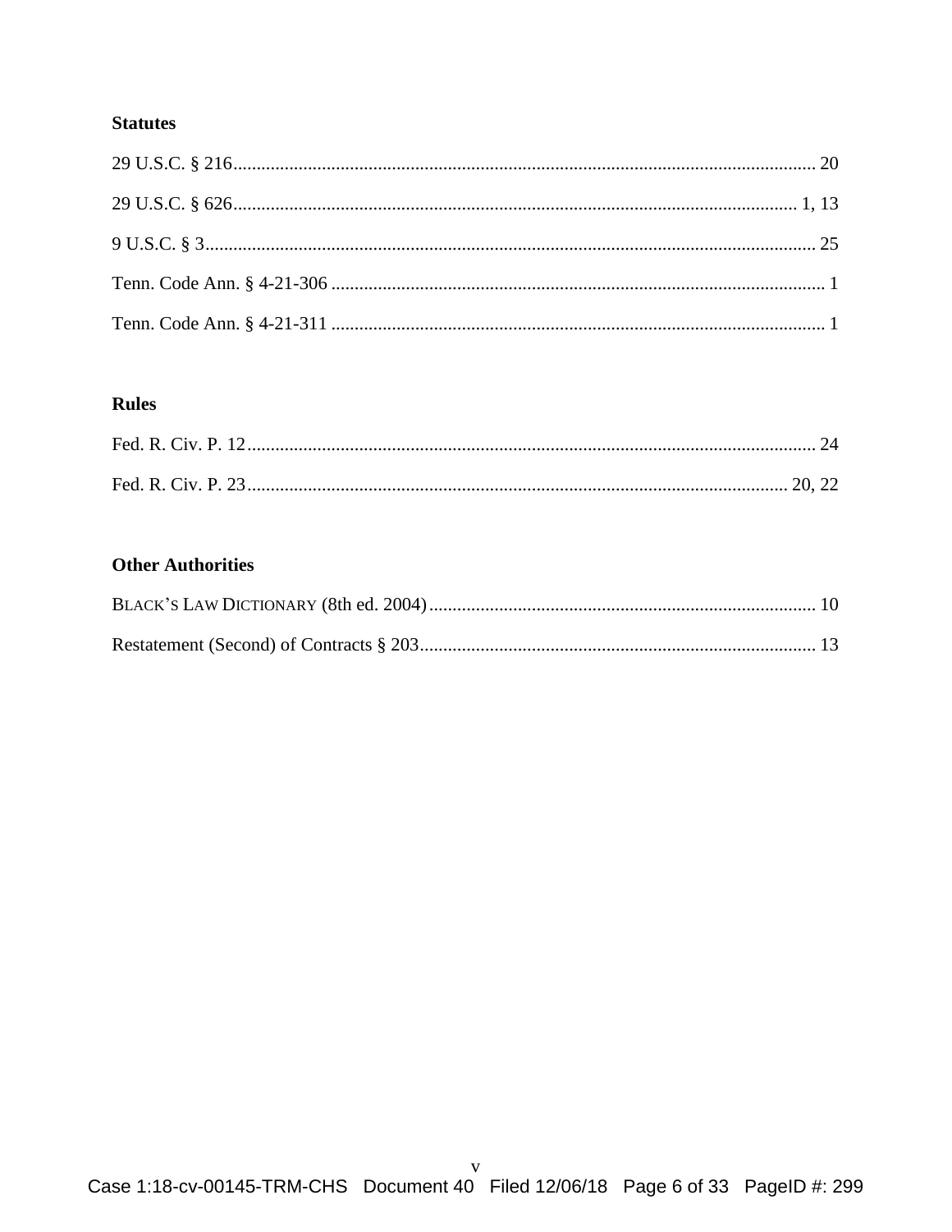**Statutes**

29 U.S.C. § 216 ........................................................................................................................... 20

29 U.S.C. § 626 ....................................................................................................................... 1, 13

9 U.S.C. § 3 ................................................................................................................................. 25

Tenn. Code Ann. § 4-21-306 ......................................................................................................... 1

Tenn. Code Ann. § 4-21-311 ......................................................................................................... 1

**Rules**

Fed. R. Civ. P. 12 ......................................................................................................................... 24

Fed. R. Civ. P. 23 ................................................................................................................... 20, 22

**Other Authorities**

BLACK'S LAW DICTIONARY (8th ed. 2004) .................................................................................. 10

Restatement (Second) of Contracts § 203 .................................................................................... 13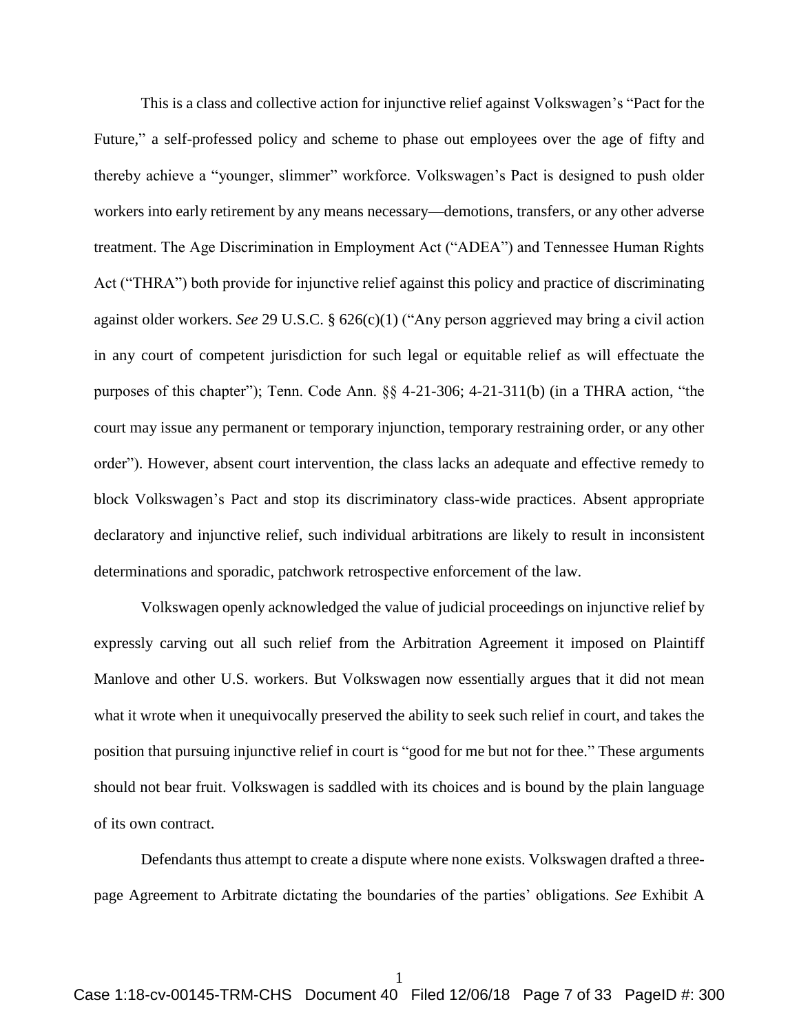This is a class and collective action for injunctive relief against Volkswagen's "Pact for the Future," a self-professed policy and scheme to phase out employees over the age of fifty and thereby achieve a "younger, slimmer" workforce. Volkswagen's Pact is designed to push older workers into early retirement by any means necessary—demotions, transfers, or any other adverse treatment. The Age Discrimination in Employment Act ("ADEA") and Tennessee Human Rights Act ("THRA") both provide for injunctive relief against this policy and practice of discriminating against older workers. *See* 29 U.S.C. § 626(c)(1) ("Any person aggrieved may bring a civil action in any court of competent jurisdiction for such legal or equitable relief as will effectuate the purposes of this chapter"); Tenn. Code Ann. §§ 4-21-306; 4-21-311(b) (in a THRA action, "the court may issue any permanent or temporary injunction, temporary restraining order, or any other order"). However, absent court intervention, the class lacks an adequate and effective remedy to block Volkswagen's Pact and stop its discriminatory class-wide practices. Absent appropriate declaratory and injunctive relief, such individual arbitrations are likely to result in inconsistent determinations and sporadic, patchwork retrospective enforcement of the law.

Volkswagen openly acknowledged the value of judicial proceedings on injunctive relief by expressly carving out all such relief from the Arbitration Agreement it imposed on Plaintiff Manlove and other U.S. workers. But Volkswagen now essentially argues that it did not mean what it wrote when it unequivocally preserved the ability to seek such relief in court, and takes the position that pursuing injunctive relief in court is "good for me but not for thee." These arguments should not bear fruit. Volkswagen is saddled with its choices and is bound by the plain language of its own contract.

Defendants thus attempt to create a dispute where none exists. Volkswagen drafted a three-page Agreement to Arbitrate dictating the boundaries of the parties' obligations. *See* Exhibit A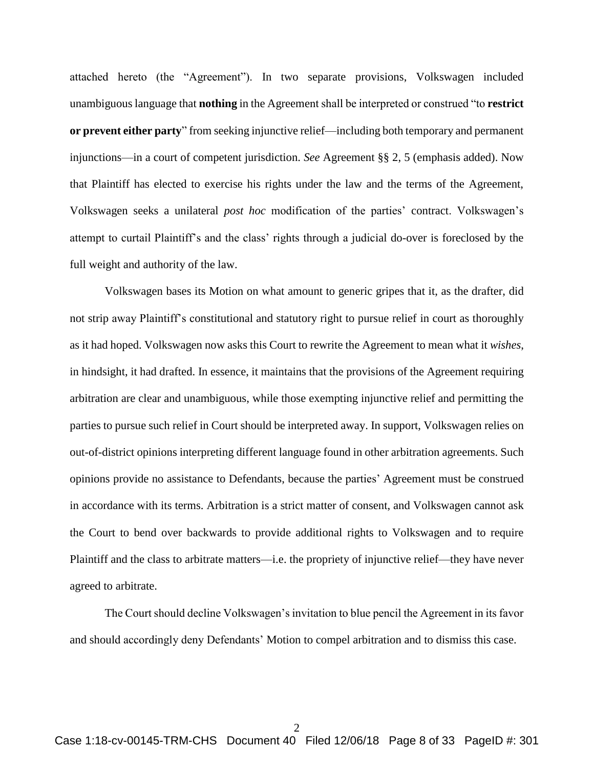attached hereto (the "Agreement"). In two separate provisions, Volkswagen included unambiguous language that **nothing** in the Agreement shall be interpreted or construed "to **restrict or prevent either party**" from seeking injunctive relief—including both temporary and permanent injunctions—in a court of competent jurisdiction. *See* Agreement §§ 2, 5 (emphasis added). Now that Plaintiff has elected to exercise his rights under the law and the terms of the Agreement, Volkswagen seeks a unilateral *post hoc* modification of the parties' contract. Volkswagen's attempt to curtail Plaintiff's and the class' rights through a judicial do-over is foreclosed by the full weight and authority of the law.

Volkswagen bases its Motion on what amount to generic gripes that it, as the drafter, did not strip away Plaintiff's constitutional and statutory right to pursue relief in court as thoroughly as it had hoped. Volkswagen now asks this Court to rewrite the Agreement to mean what it *wishes*, in hindsight, it had drafted. In essence, it maintains that the provisions of the Agreement requiring arbitration are clear and unambiguous, while those exempting injunctive relief and permitting the parties to pursue such relief in Court should be interpreted away. In support, Volkswagen relies on out-of-district opinions interpreting different language found in other arbitration agreements. Such opinions provide no assistance to Defendants, because the parties' Agreement must be construed in accordance with its terms. Arbitration is a strict matter of consent, and Volkswagen cannot ask the Court to bend over backwards to provide additional rights to Volkswagen and to require Plaintiff and the class to arbitrate matters—i.e. the propriety of injunctive relief—they have never agreed to arbitrate.

The Court should decline Volkswagen's invitation to blue pencil the Agreement in its favor and should accordingly deny Defendants' Motion to compel arbitration and to dismiss this case.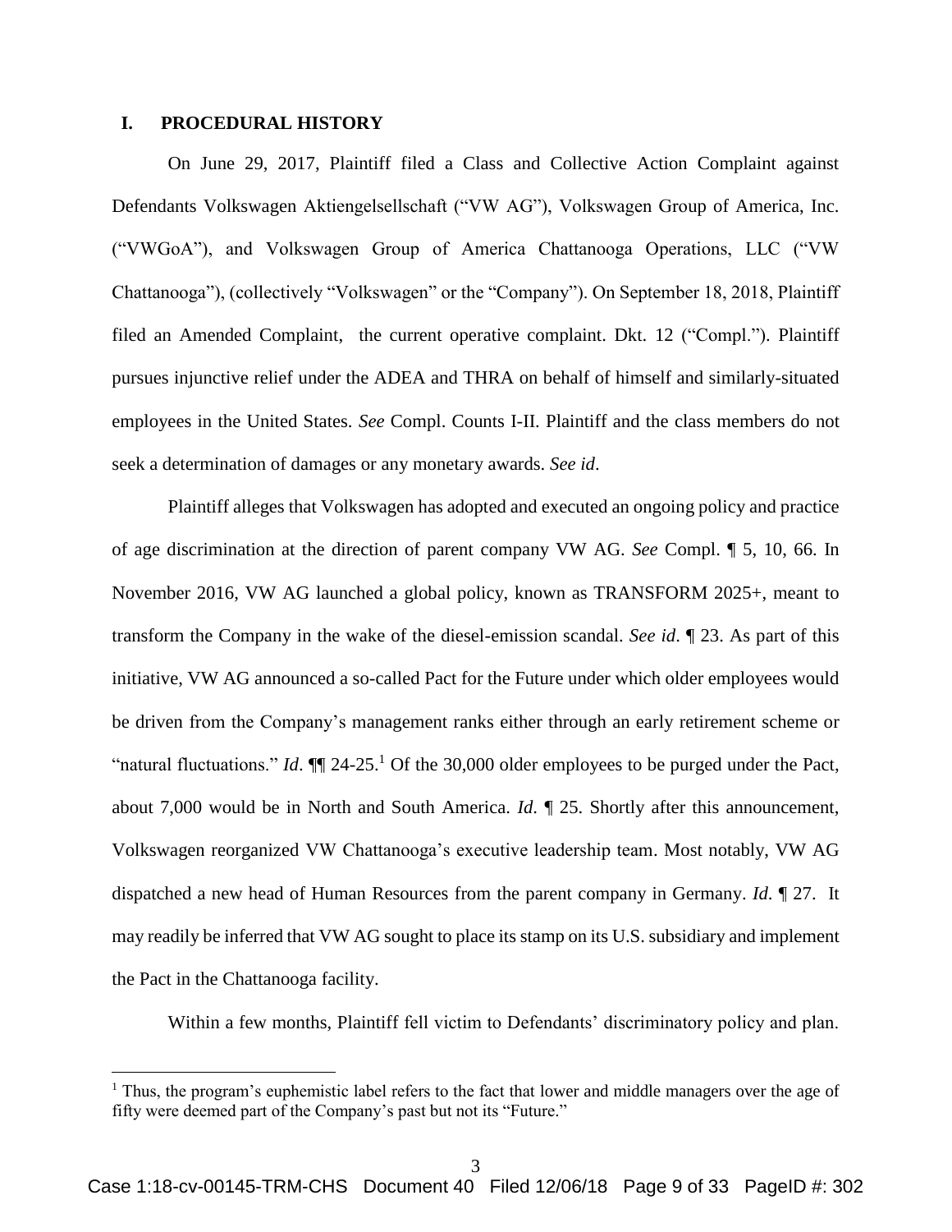## I. PROCEDURAL HISTORY

On June 29, 2017, Plaintiff filed a Class and Collective Action Complaint against Defendants Volkswagen Aktiengelsellschaft ("VW AG"), Volkswagen Group of America, Inc. ("VWGoA"), and Volkswagen Group of America Chattanooga Operations, LLC ("VW Chattanooga"), (collectively "Volkswagen" or the "Company"). On September 18, 2018, Plaintiff filed an Amended Complaint, the current operative complaint. Dkt. 12 ("Compl."). Plaintiff pursues injunctive relief under the ADEA and THRA on behalf of himself and similarly-situated employees in the United States. *See* Compl. Counts I-II. Plaintiff and the class members do not seek a determination of damages or any monetary awards. *See id*.

Plaintiff alleges that Volkswagen has adopted and executed an ongoing policy and practice of age discrimination at the direction of parent company VW AG. *See* Compl. ¶ 5, 10, 66. In November 2016, VW AG launched a global policy, known as TRANSFORM 2025+, meant to transform the Company in the wake of the diesel-emission scandal. *See id*. ¶ 23. As part of this initiative, VW AG announced a so-called Pact for the Future under which older employees would be driven from the Company's management ranks either through an early retirement scheme or "natural fluctuations." *Id*. ¶¶ 24-25.[1] Of the 30,000 older employees to be purged under the Pact, about 7,000 would be in North and South America. *Id*. ¶ 25. Shortly after this announcement, Volkswagen reorganized VW Chattanooga's executive leadership team. Most notably, VW AG dispatched a new head of Human Resources from the parent company in Germany. *Id*. ¶ 27. It may readily be inferred that VW AG sought to place its stamp on its U.S. subsidiary and implement the Pact in the Chattanooga facility.

Within a few months, Plaintiff fell victim to Defendants' discriminatory policy and plan.

[1] Thus, the program's euphemistic label refers to the fact that lower and middle managers over the age of fifty were deemed part of the Company's past but not its "Future."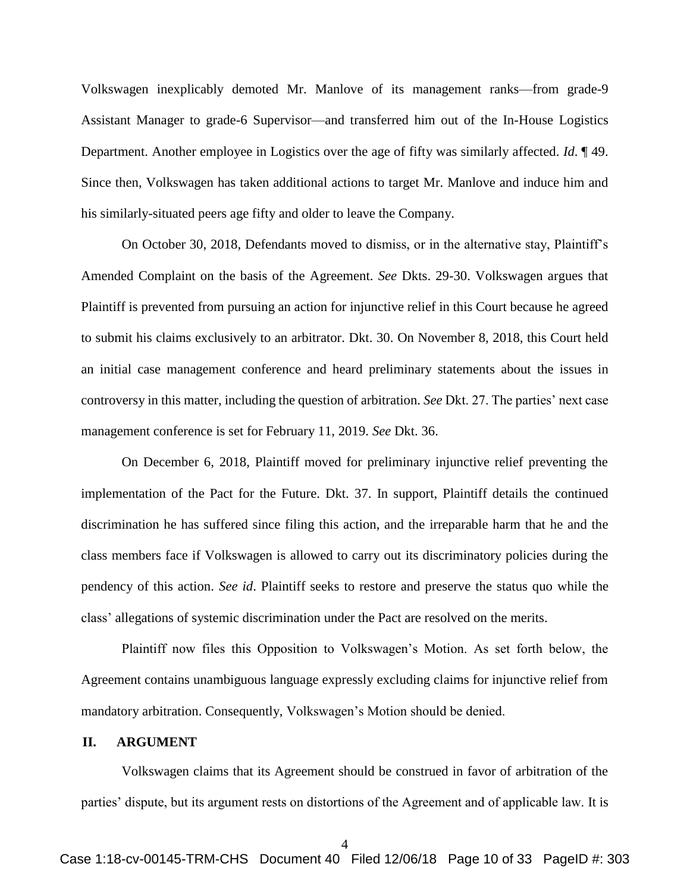Volkswagen inexplicably demoted Mr. Manlove of its management ranks—from grade-9 Assistant Manager to grade-6 Supervisor—and transferred him out of the In-House Logistics Department. Another employee in Logistics over the age of fifty was similarly affected. *Id*. ¶ 49. Since then, Volkswagen has taken additional actions to target Mr. Manlove and induce him and his similarly-situated peers age fifty and older to leave the Company.

On October 30, 2018, Defendants moved to dismiss, or in the alternative stay, Plaintiff's Amended Complaint on the basis of the Agreement. *See* Dkts. 29-30. Volkswagen argues that Plaintiff is prevented from pursuing an action for injunctive relief in this Court because he agreed to submit his claims exclusively to an arbitrator. Dkt. 30. On November 8, 2018, this Court held an initial case management conference and heard preliminary statements about the issues in controversy in this matter, including the question of arbitration. *See* Dkt. 27. The parties' next case management conference is set for February 11, 2019. *See* Dkt. 36.

On December 6, 2018, Plaintiff moved for preliminary injunctive relief preventing the implementation of the Pact for the Future. Dkt. 37. In support, Plaintiff details the continued discrimination he has suffered since filing this action, and the irreparable harm that he and the class members face if Volkswagen is allowed to carry out its discriminatory policies during the pendency of this action. *See id*. Plaintiff seeks to restore and preserve the status quo while the class' allegations of systemic discrimination under the Pact are resolved on the merits.

Plaintiff now files this Opposition to Volkswagen's Motion. As set forth below, the Agreement contains unambiguous language expressly excluding claims for injunctive relief from mandatory arbitration. Consequently, Volkswagen's Motion should be denied.

## II. ARGUMENT

Volkswagen claims that its Agreement should be construed in favor of arbitration of the parties' dispute, but its argument rests on distortions of the Agreement and of applicable law. It is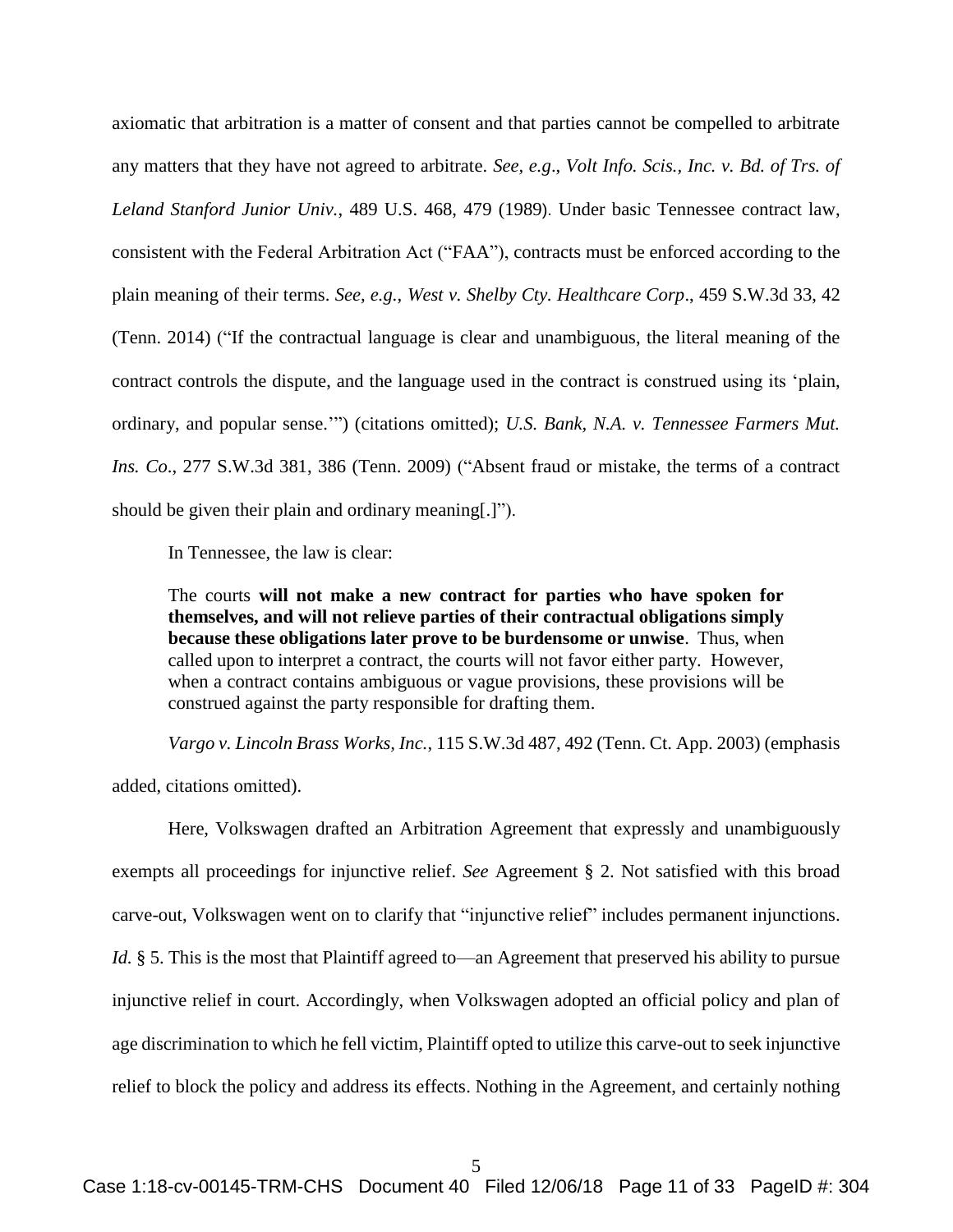axiomatic that arbitration is a matter of consent and that parties cannot be compelled to arbitrate any matters that they have not agreed to arbitrate. *See, e.g*., *Volt Info. Scis., Inc. v. Bd. of Trs. of Leland Stanford Junior Univ.*, 489 U.S. 468, 479 (1989). Under basic Tennessee contract law, consistent with the Federal Arbitration Act ("FAA"), contracts must be enforced according to the plain meaning of their terms. *See, e.g.*, *West v. Shelby Cty. Healthcare Corp*., 459 S.W.3d 33, 42 (Tenn. 2014) ("If the contractual language is clear and unambiguous, the literal meaning of the contract controls the dispute, and the language used in the contract is construed using its 'plain, ordinary, and popular sense.'") (citations omitted); *U.S. Bank, N.A. v. Tennessee Farmers Mut. Ins. Co*., 277 S.W.3d 381, 386 (Tenn. 2009) ("Absent fraud or mistake, the terms of a contract should be given their plain and ordinary meaning[.]").

In Tennessee, the law is clear:

> The courts **will not make a new contract for parties who have spoken for themselves, and will not relieve parties of their contractual obligations simply because these obligations later prove to be burdensome or unwise**. Thus, when called upon to interpret a contract, the courts will not favor either party. However, when a contract contains ambiguous or vague provisions, these provisions will be construed against the party responsible for drafting them.

*Vargo v. Lincoln Brass Works, Inc.*, 115 S.W.3d 487, 492 (Tenn. Ct. App. 2003) (emphasis added, citations omitted).

Here, Volkswagen drafted an Arbitration Agreement that expressly and unambiguously exempts all proceedings for injunctive relief. *See* Agreement § 2. Not satisfied with this broad carve-out, Volkswagen went on to clarify that "injunctive relief" includes permanent injunctions. *Id.* § 5. This is the most that Plaintiff agreed to—an Agreement that preserved his ability to pursue injunctive relief in court. Accordingly, when Volkswagen adopted an official policy and plan of age discrimination to which he fell victim, Plaintiff opted to utilize this carve-out to seek injunctive relief to block the policy and address its effects. Nothing in the Agreement, and certainly nothing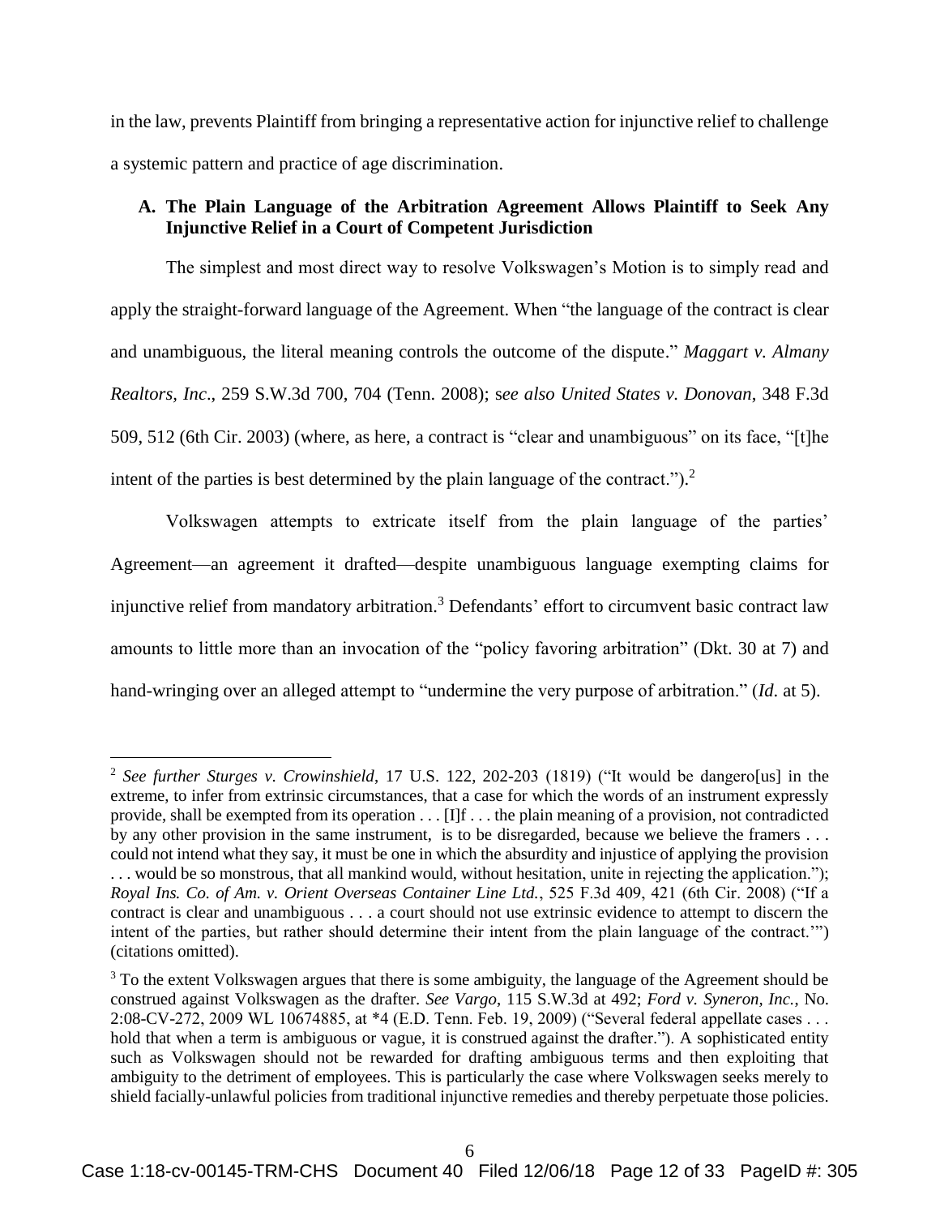in the law, prevents Plaintiff from bringing a representative action for injunctive relief to challenge a systemic pattern and practice of age discrimination.

### A. The Plain Language of the Arbitration Agreement Allows Plaintiff to Seek Any Injunctive Relief in a Court of Competent Jurisdiction

The simplest and most direct way to resolve Volkswagen's Motion is to simply read and apply the straight-forward language of the Agreement. When "the language of the contract is clear and unambiguous, the literal meaning controls the outcome of the dispute." *Maggart v. Almany Realtors, Inc*., 259 S.W.3d 700, 704 (Tenn. 2008); s*ee also United States v. Donovan*, 348 F.3d 509, 512 (6th Cir. 2003) (where, as here, a contract is "clear and unambiguous" on its face, "[t]he intent of the parties is best determined by the plain language of the contract.").[2]

Volkswagen attempts to extricate itself from the plain language of the parties' Agreement—an agreement it drafted—despite unambiguous language exempting claims for injunctive relief from mandatory arbitration.[3] Defendants' effort to circumvent basic contract law amounts to little more than an invocation of the "policy favoring arbitration" (Dkt. 30 at 7) and hand-wringing over an alleged attempt to "undermine the very purpose of arbitration." (*Id*. at 5).

---

[2] *See further Sturges v. Crowinshield*, 17 U.S. 122, 202-203 (1819) ("It would be dangero[us] in the extreme, to infer from extrinsic circumstances, that a case for which the words of an instrument expressly provide, shall be exempted from its operation . . . [I]f . . . the plain meaning of a provision, not contradicted by any other provision in the same instrument, is to be disregarded, because we believe the framers . . . could not intend what they say, it must be one in which the absurdity and injustice of applying the provision . . . would be so monstrous, that all mankind would, without hesitation, unite in rejecting the application."); *Royal Ins. Co. of Am. v. Orient Overseas Container Line Ltd.*, 525 F.3d 409, 421 (6th Cir. 2008) ("If a contract is clear and unambiguous . . . a court should not use extrinsic evidence to attempt to discern the intent of the parties, but rather should determine their intent from the plain language of the contract.'") (citations omitted).

[3] To the extent Volkswagen argues that there is some ambiguity, the language of the Agreement should be construed against Volkswagen as the drafter. *See Vargo*, 115 S.W.3d at 492; *Ford v. Syneron, Inc.*, No. 2:08-CV-272, 2009 WL 10674885, at *4 (E.D. Tenn. Feb. 19, 2009) ("Several federal appellate cases . . . hold that when a term is ambiguous or vague, it is construed against the drafter."). A sophisticated entity such as Volkswagen should not be rewarded for drafting ambiguous terms and then exploiting that ambiguity to the detriment of employees. This is particularly the case where Volkswagen seeks merely to shield facially-unlawful policies from traditional injunctive remedies and thereby perpetuate those policies.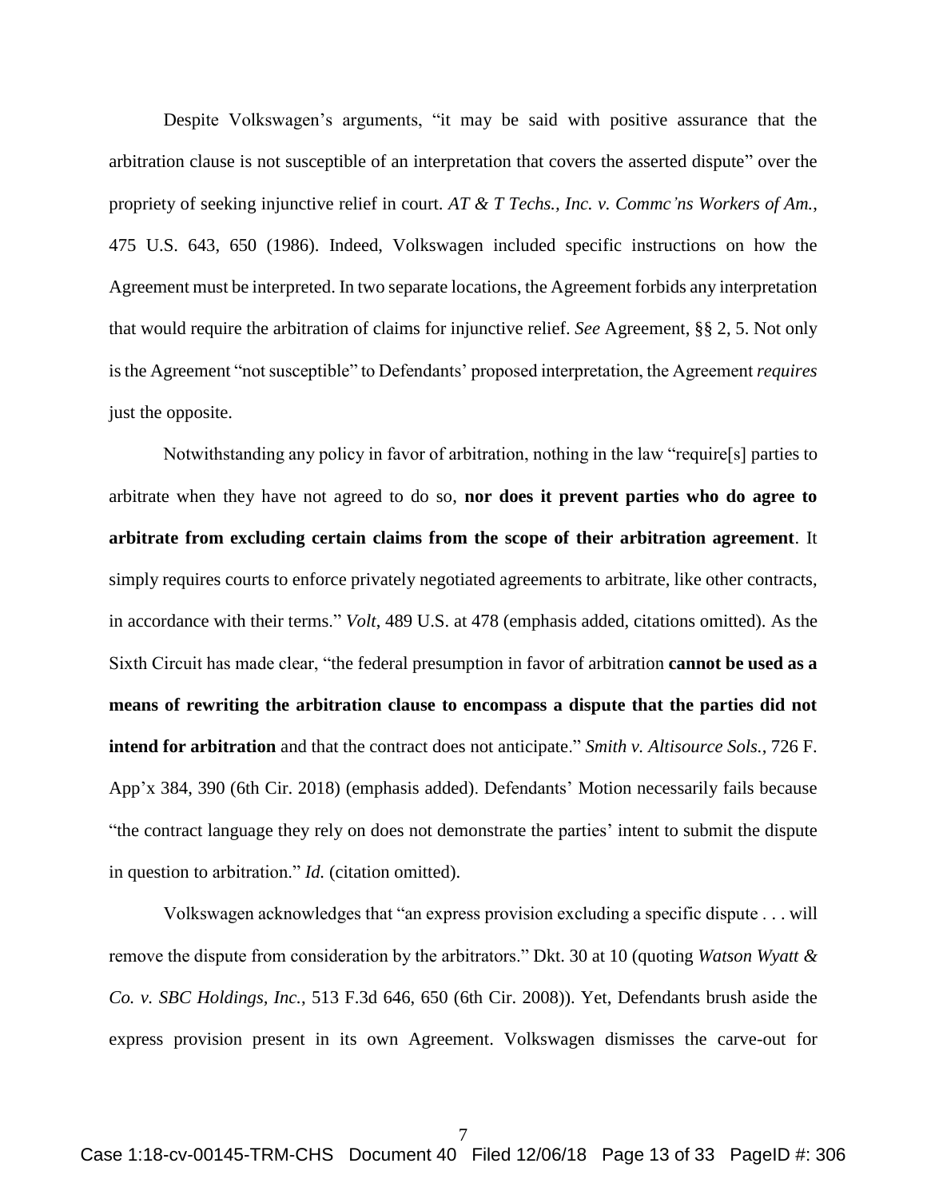Despite Volkswagen's arguments, "it may be said with positive assurance that the arbitration clause is not susceptible of an interpretation that covers the asserted dispute" over the propriety of seeking injunctive relief in court. *AT & T Techs., Inc. v. Commc'ns Workers of Am.*, 475 U.S. 643, 650 (1986). Indeed, Volkswagen included specific instructions on how the Agreement must be interpreted. In two separate locations, the Agreement forbids any interpretation that would require the arbitration of claims for injunctive relief. *See* Agreement, §§ 2, 5. Not only is the Agreement "not susceptible" to Defendants' proposed interpretation, the Agreement *requires* just the opposite.

Notwithstanding any policy in favor of arbitration, nothing in the law "require[s] parties to arbitrate when they have not agreed to do so, **nor does it prevent parties who do agree to arbitrate from excluding certain claims from the scope of their arbitration agreement**. It simply requires courts to enforce privately negotiated agreements to arbitrate, like other contracts, in accordance with their terms." *Volt*, 489 U.S. at 478 (emphasis added, citations omitted). As the Sixth Circuit has made clear, "the federal presumption in favor of arbitration **cannot be used as a means of rewriting the arbitration clause to encompass a dispute that the parties did not intend for arbitration** and that the contract does not anticipate." *Smith v. Altisource Sols.*, 726 F. App'x 384, 390 (6th Cir. 2018) (emphasis added). Defendants' Motion necessarily fails because "the contract language they rely on does not demonstrate the parties' intent to submit the dispute in question to arbitration." *Id.* (citation omitted).

Volkswagen acknowledges that "an express provision excluding a specific dispute . . . will remove the dispute from consideration by the arbitrators." Dkt. 30 at 10 (quoting *Watson Wyatt & Co. v. SBC Holdings, Inc.*, 513 F.3d 646, 650 (6th Cir. 2008)). Yet, Defendants brush aside the express provision present in its own Agreement. Volkswagen dismisses the carve-out for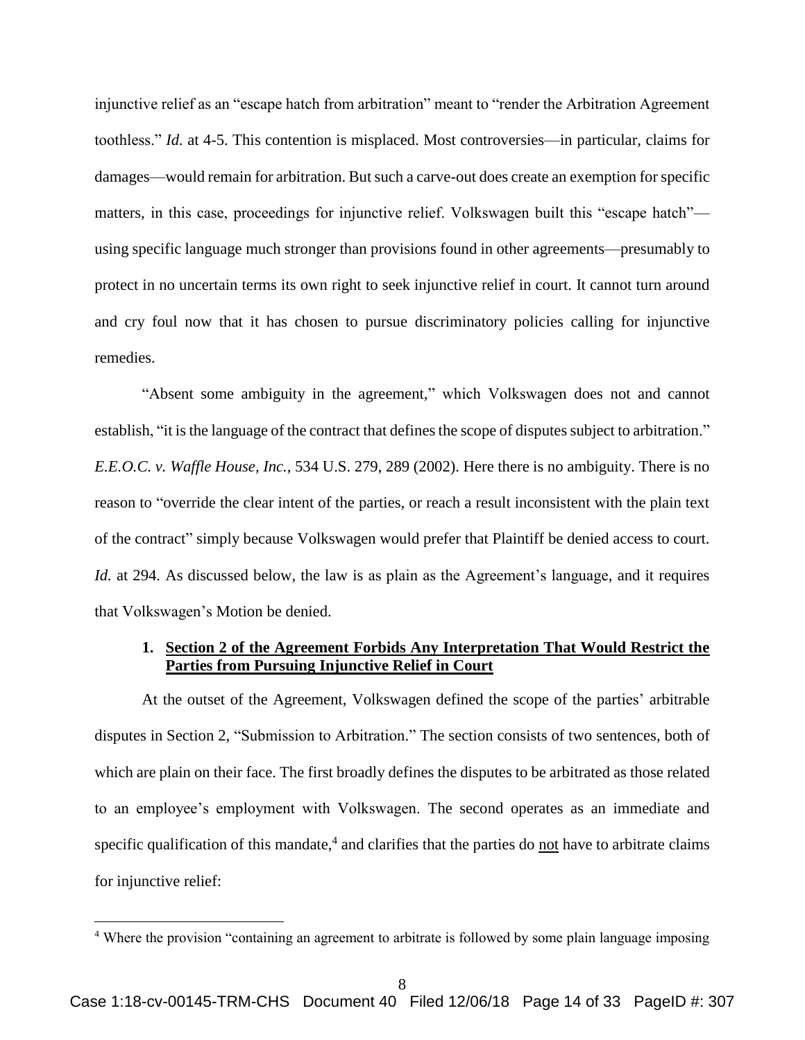injunctive relief as an "escape hatch from arbitration" meant to "render the Arbitration Agreement toothless." *Id.* at 4-5. This contention is misplaced. Most controversies—in particular, claims for damages—would remain for arbitration. But such a carve-out does create an exemption for specific matters, in this case, proceedings for injunctive relief. Volkswagen built this "escape hatch"—using specific language much stronger than provisions found in other agreements—presumably to protect in no uncertain terms its own right to seek injunctive relief in court. It cannot turn around and cry foul now that it has chosen to pursue discriminatory policies calling for injunctive remedies.

"Absent some ambiguity in the agreement," which Volkswagen does not and cannot establish, "it is the language of the contract that defines the scope of disputes subject to arbitration." *E.E.O.C. v. Waffle House, Inc.*, 534 U.S. 279, 289 (2002). Here there is no ambiguity. There is no reason to "override the clear intent of the parties, or reach a result inconsistent with the plain text of the contract" simply because Volkswagen would prefer that Plaintiff be denied access to court. *Id.* at 294. As discussed below, the law is as plain as the Agreement's language, and it requires that Volkswagen's Motion be denied.

### 1. Section 2 of the Agreement Forbids Any Interpretation That Would Restrict the Parties from Pursuing Injunctive Relief in Court

At the outset of the Agreement, Volkswagen defined the scope of the parties' arbitrable disputes in Section 2, "Submission to Arbitration." The section consists of two sentences, both of which are plain on their face. The first broadly defines the disputes to be arbitrated as those related to an employee's employment with Volkswagen. The second operates as an immediate and specific qualification of this mandate,[4] and clarifies that the parties do not have to arbitrate claims for injunctive relief:

[4] Where the provision "containing an agreement to arbitrate is followed by some plain language imposing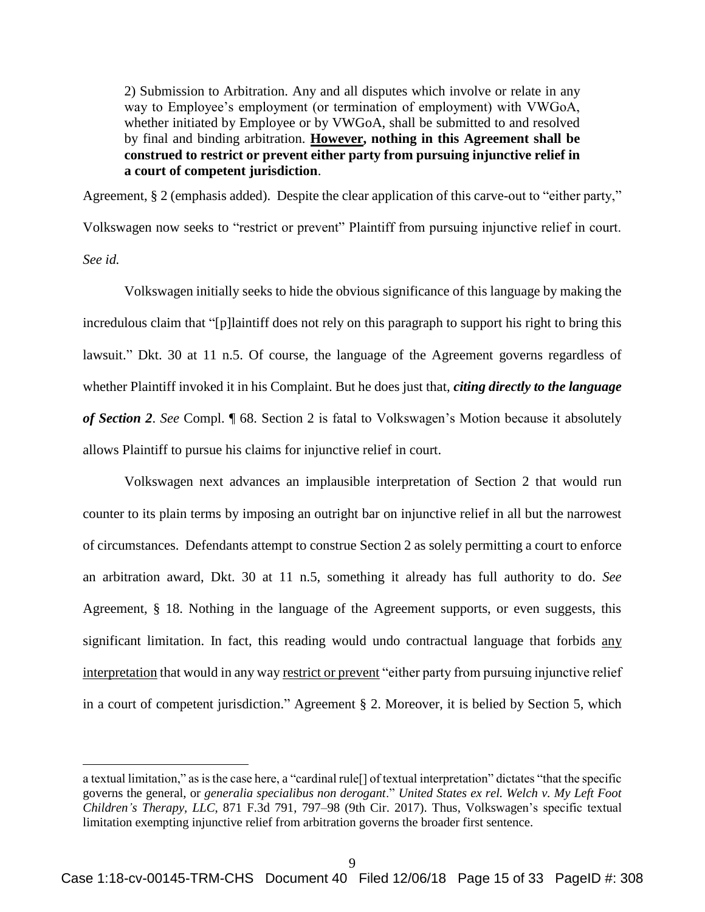> 2) Submission to Arbitration. Any and all disputes which involve or relate in any way to Employee's employment (or termination of employment) with VWGoA, whether initiated by Employee or by VWGoA, shall be submitted to and resolved by final and binding arbitration. **<u>However</u>, nothing in this Agreement shall be construed to restrict or prevent either party from pursuing injunctive relief in a court of competent jurisdiction**.

Agreement, § 2 (emphasis added). Despite the clear application of this carve-out to "either party," Volkswagen now seeks to "restrict or prevent" Plaintiff from pursuing injunctive relief in court. *See id.*

Volkswagen initially seeks to hide the obvious significance of this language by making the incredulous claim that "[p]laintiff does not rely on this paragraph to support his right to bring this lawsuit." Dkt. 30 at 11 n.5. Of course, the language of the Agreement governs regardless of whether Plaintiff invoked it in his Complaint. But he does just that, ***citing directly to the language of Section 2***. *See* Compl. ¶ 68. Section 2 is fatal to Volkswagen's Motion because it absolutely allows Plaintiff to pursue his claims for injunctive relief in court.

Volkswagen next advances an implausible interpretation of Section 2 that would run counter to its plain terms by imposing an outright bar on injunctive relief in all but the narrowest of circumstances. Defendants attempt to construe Section 2 as solely permitting a court to enforce an arbitration award, Dkt. 30 at 11 n.5, something it already has full authority to do. *See* Agreement, § 18. Nothing in the language of the Agreement supports, or even suggests, this significant limitation. In fact, this reading would undo contractual language that forbids <u>any interpretation</u> that would in any way <u>restrict or prevent</u> "either party from pursuing injunctive relief in a court of competent jurisdiction." Agreement § 2. Moreover, it is belied by Section 5, which

---

a textual limitation," as is the case here, a "cardinal rule[] of textual interpretation" dictates "that the specific governs the general, or *generalia specialibus non derogant*." *United States ex rel. Welch v. My Left Foot Children's Therapy, LLC*, 871 F.3d 791, 797–98 (9th Cir. 2017). Thus, Volkswagen's specific textual limitation exempting injunctive relief from arbitration governs the broader first sentence.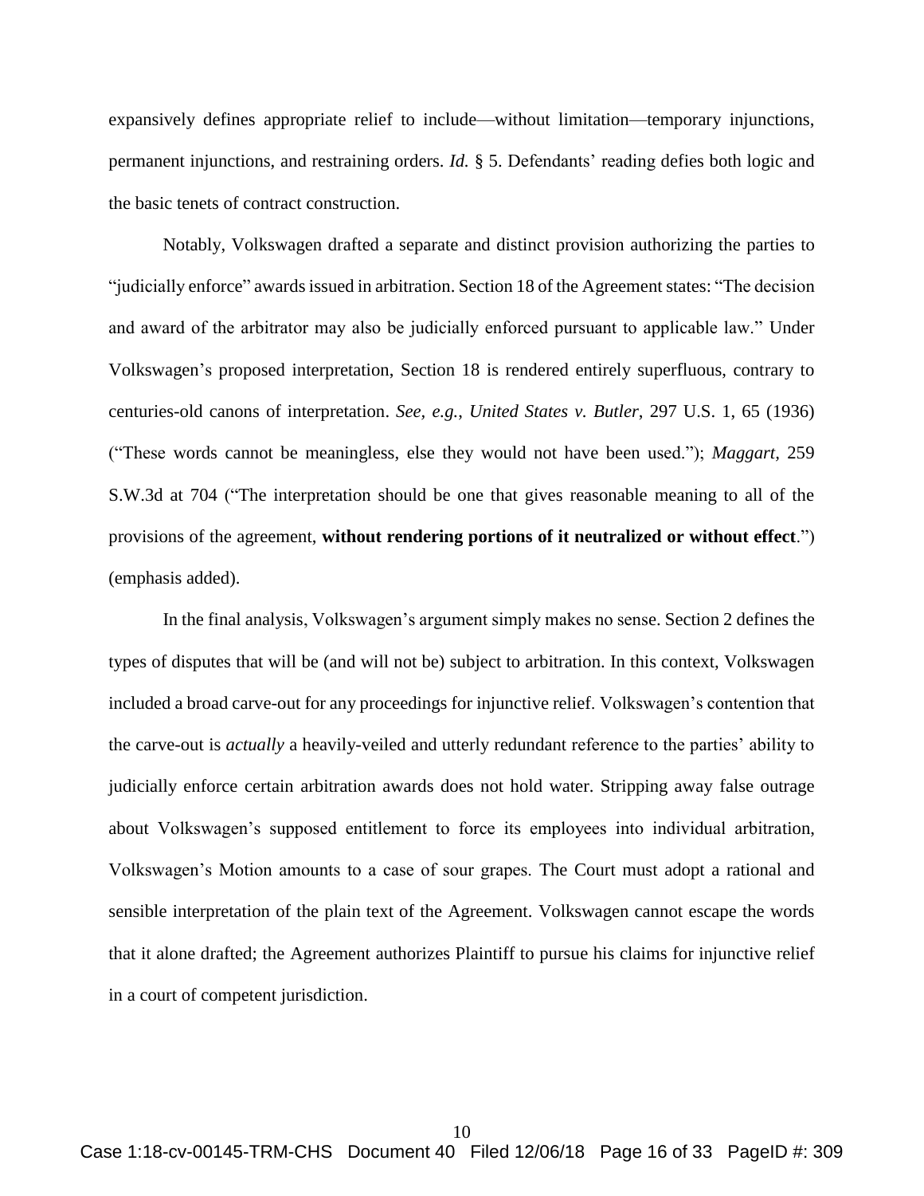expansively defines appropriate relief to include—without limitation—temporary injunctions, permanent injunctions, and restraining orders. *Id.* § 5. Defendants' reading defies both logic and the basic tenets of contract construction.

Notably, Volkswagen drafted a separate and distinct provision authorizing the parties to "judicially enforce" awards issued in arbitration. Section 18 of the Agreement states: "The decision and award of the arbitrator may also be judicially enforced pursuant to applicable law." Under Volkswagen's proposed interpretation, Section 18 is rendered entirely superfluous, contrary to centuries-old canons of interpretation. *See, e.g.*, *United States v. Butler*, 297 U.S. 1, 65 (1936) ("These words cannot be meaningless, else they would not have been used."); *Maggart*, 259 S.W.3d at 704 ("The interpretation should be one that gives reasonable meaning to all of the provisions of the agreement, **without rendering portions of it neutralized or without effect**.") (emphasis added).

In the final analysis, Volkswagen's argument simply makes no sense. Section 2 defines the types of disputes that will be (and will not be) subject to arbitration. In this context, Volkswagen included a broad carve-out for any proceedings for injunctive relief. Volkswagen's contention that the carve-out is *actually* a heavily-veiled and utterly redundant reference to the parties' ability to judicially enforce certain arbitration awards does not hold water. Stripping away false outrage about Volkswagen's supposed entitlement to force its employees into individual arbitration, Volkswagen's Motion amounts to a case of sour grapes. The Court must adopt a rational and sensible interpretation of the plain text of the Agreement. Volkswagen cannot escape the words that it alone drafted; the Agreement authorizes Plaintiff to pursue his claims for injunctive relief in a court of competent jurisdiction.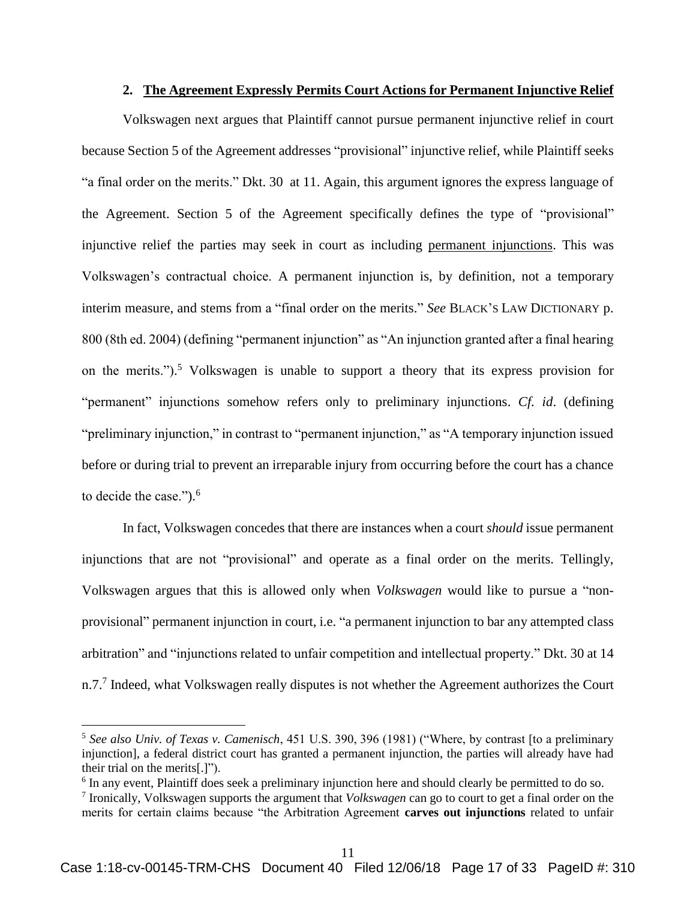### 2. <u>The Agreement Expressly Permits Court Actions for Permanent Injunctive Relief</u>

Volkswagen next argues that Plaintiff cannot pursue permanent injunctive relief in court because Section 5 of the Agreement addresses "provisional" injunctive relief, while Plaintiff seeks "a final order on the merits." Dkt. 30 at 11. Again, this argument ignores the express language of the Agreement. Section 5 of the Agreement specifically defines the type of "provisional" injunctive relief the parties may seek in court as including <u>permanent injunctions</u>. This was Volkswagen's contractual choice. A permanent injunction is, by definition, not a temporary interim measure, and stems from a "final order on the merits." *See* BLACK'S LAW DICTIONARY p. 800 (8th ed. 2004) (defining "permanent injunction" as "An injunction granted after a final hearing on the merits.").[5] Volkswagen is unable to support a theory that its express provision for "permanent" injunctions somehow refers only to preliminary injunctions. *Cf. id*. (defining "preliminary injunction," in contrast to "permanent injunction," as "A temporary injunction issued before or during trial to prevent an irreparable injury from occurring before the court has a chance to decide the case.").[6]

In fact, Volkswagen concedes that there are instances when a court *should* issue permanent injunctions that are not "provisional" and operate as a final order on the merits. Tellingly, Volkswagen argues that this is allowed only when *Volkswagen* would like to pursue a "non-provisional" permanent injunction in court, i.e. "a permanent injunction to bar any attempted class arbitration" and "injunctions related to unfair competition and intellectual property." Dkt. 30 at 14 n.7.[7] Indeed, what Volkswagen really disputes is not whether the Agreement authorizes the Court

---

[5] *See also Univ. of Texas v. Camenisch*, 451 U.S. 390, 396 (1981) ("Where, by contrast [to a preliminary injunction], a federal district court has granted a permanent injunction, the parties will already have had their trial on the merits[.]").

[6] In any event, Plaintiff does seek a preliminary injunction here and should clearly be permitted to do so.

[7] Ironically, Volkswagen supports the argument that *Volkswagen* can go to court to get a final order on the merits for certain claims because "the Arbitration Agreement **carves out injunctions** related to unfair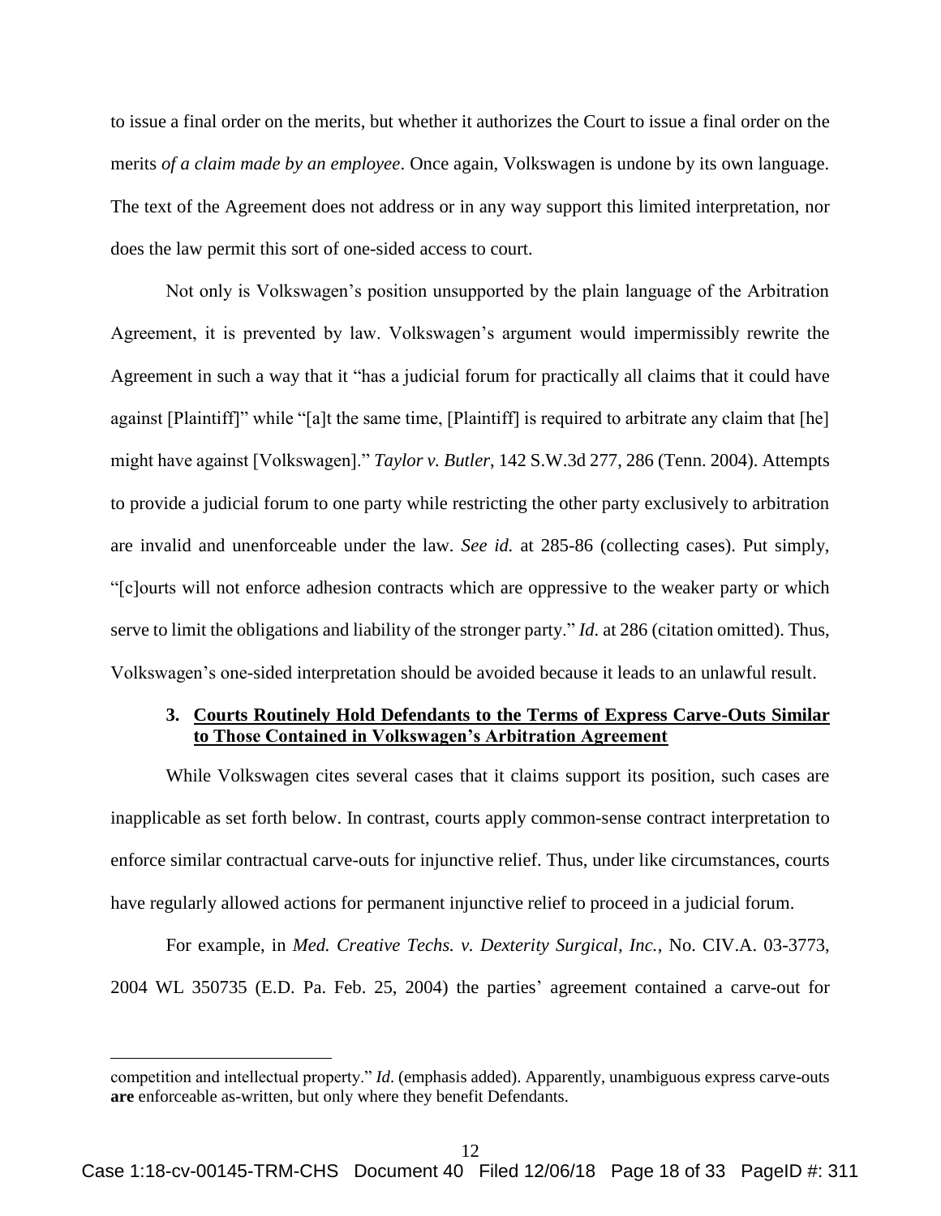to issue a final order on the merits, but whether it authorizes the Court to issue a final order on the merits *of a claim made by an employee*. Once again, Volkswagen is undone by its own language. The text of the Agreement does not address or in any way support this limited interpretation, nor does the law permit this sort of one-sided access to court.

Not only is Volkswagen's position unsupported by the plain language of the Arbitration Agreement, it is prevented by law. Volkswagen's argument would impermissibly rewrite the Agreement in such a way that it "has a judicial forum for practically all claims that it could have against [Plaintiff]" while "[a]t the same time, [Plaintiff] is required to arbitrate any claim that [he] might have against [Volkswagen]." *Taylor v. Butler*, 142 S.W.3d 277, 286 (Tenn. 2004). Attempts to provide a judicial forum to one party while restricting the other party exclusively to arbitration are invalid and unenforceable under the law. *See id.* at 285-86 (collecting cases). Put simply, "[c]ourts will not enforce adhesion contracts which are oppressive to the weaker party or which serve to limit the obligations and liability of the stronger party." *Id.* at 286 (citation omitted). Thus, Volkswagen's one-sided interpretation should be avoided because it leads to an unlawful result.

### 3. Courts Routinely Hold Defendants to the Terms of Express Carve-Outs Similar to Those Contained in Volkswagen's Arbitration Agreement

While Volkswagen cites several cases that it claims support its position, such cases are inapplicable as set forth below. In contrast, courts apply common-sense contract interpretation to enforce similar contractual carve-outs for injunctive relief. Thus, under like circumstances, courts have regularly allowed actions for permanent injunctive relief to proceed in a judicial forum.

For example, in *Med. Creative Techs. v. Dexterity Surgical, Inc.*, No. CIV.A. 03-3773, 2004 WL 350735 (E.D. Pa. Feb. 25, 2004) the parties' agreement contained a carve-out for

---

competition and intellectual property." *Id*. (emphasis added). Apparently, unambiguous express carve-outs **are** enforceable as-written, but only where they benefit Defendants.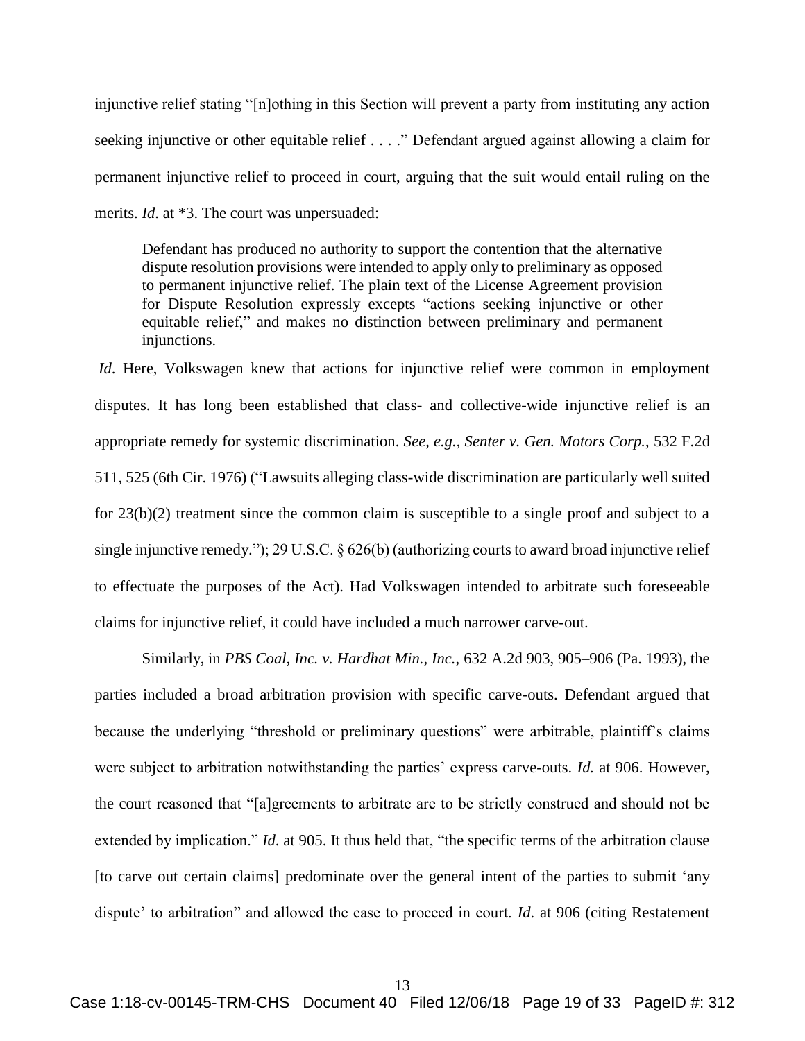injunctive relief stating "[n]othing in this Section will prevent a party from instituting any action seeking injunctive or other equitable relief . . . ." Defendant argued against allowing a claim for permanent injunctive relief to proceed in court, arguing that the suit would entail ruling on the merits. *Id.* at \*3. The court was unpersuaded:

> Defendant has produced no authority to support the contention that the alternative dispute resolution provisions were intended to apply only to preliminary as opposed to permanent injunctive relief. The plain text of the License Agreement provision for Dispute Resolution expressly excepts "actions seeking injunctive or other equitable relief," and makes no distinction between preliminary and permanent injunctions.

*Id*. Here, Volkswagen knew that actions for injunctive relief were common in employment disputes. It has long been established that class- and collective-wide injunctive relief is an appropriate remedy for systemic discrimination. *See, e.g.*, *Senter v. Gen. Motors Corp.*, 532 F.2d 511, 525 (6th Cir. 1976) ("Lawsuits alleging class-wide discrimination are particularly well suited for 23(b)(2) treatment since the common claim is susceptible to a single proof and subject to a single injunctive remedy."); 29 U.S.C. § 626(b) (authorizing courts to award broad injunctive relief to effectuate the purposes of the Act). Had Volkswagen intended to arbitrate such foreseeable claims for injunctive relief, it could have included a much narrower carve-out.

Similarly, in *PBS Coal, Inc. v. Hardhat Min., Inc.*, 632 A.2d 903, 905–906 (Pa. 1993), the parties included a broad arbitration provision with specific carve-outs. Defendant argued that because the underlying "threshold or preliminary questions" were arbitrable, plaintiff's claims were subject to arbitration notwithstanding the parties' express carve-outs. *Id.* at 906. However, the court reasoned that "[a]greements to arbitrate are to be strictly construed and should not be extended by implication." *Id*. at 905. It thus held that, "the specific terms of the arbitration clause [to carve out certain claims] predominate over the general intent of the parties to submit 'any dispute' to arbitration" and allowed the case to proceed in court. *Id*. at 906 (citing Restatement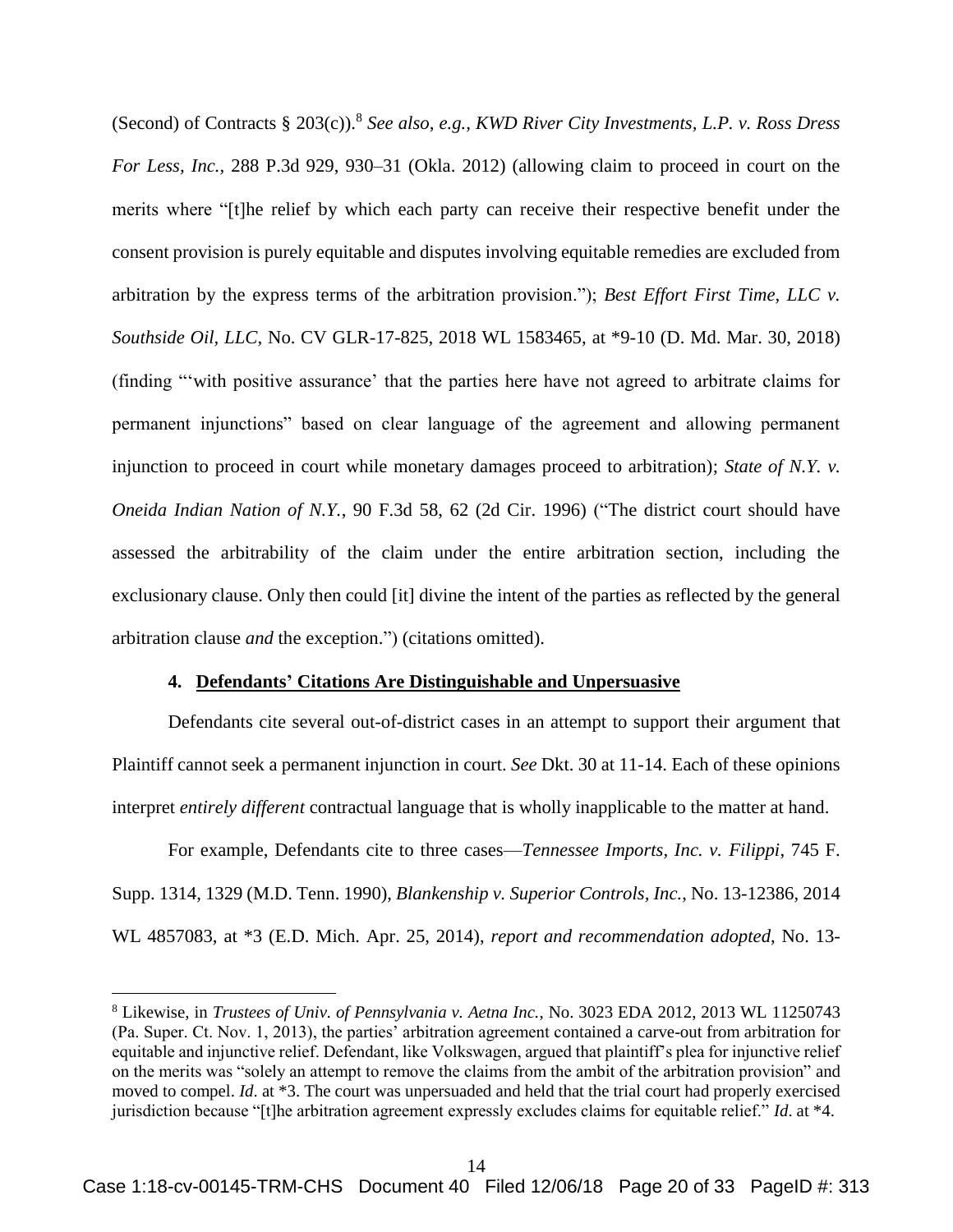(Second) of Contracts § 203(c)).[8] *See also, e.g., KWD River City Investments, L.P. v. Ross Dress For Less, Inc.*, 288 P.3d 929, 930–31 (Okla. 2012) (allowing claim to proceed in court on the merits where "[t]he relief by which each party can receive their respective benefit under the consent provision is purely equitable and disputes involving equitable remedies are excluded from arbitration by the express terms of the arbitration provision."); *Best Effort First Time, LLC v. Southside Oil, LLC*, No. CV GLR-17-825, 2018 WL 1583465, at *9-10 (D. Md. Mar. 30, 2018) (finding "'with positive assurance' that the parties here have not agreed to arbitrate claims for permanent injunctions" based on clear language of the agreement and allowing permanent injunction to proceed in court while monetary damages proceed to arbitration); *State of N.Y. v. Oneida Indian Nation of N.Y.*, 90 F.3d 58, 62 (2d Cir. 1996) ("The district court should have assessed the arbitrability of the claim under the entire arbitration section, including the exclusionary clause. Only then could [it] divine the intent of the parties as reflected by the general arbitration clause *and* the exception.") (citations omitted).

#### 4. **Defendants' Citations Are Distinguishable and Unpersuasive**

Defendants cite several out-of-district cases in an attempt to support their argument that Plaintiff cannot seek a permanent injunction in court. *See* Dkt. 30 at 11-14. Each of these opinions interpret *entirely different* contractual language that is wholly inapplicable to the matter at hand.

For example, Defendants cite to three cases—*Tennessee Imports, Inc. v. Filippi*, 745 F. Supp. 1314, 1329 (M.D. Tenn. 1990), *Blankenship v. Superior Controls, Inc.*, No. 13-12386, 2014 WL 4857083, at *3 (E.D. Mich. Apr. 25, 2014), *report and recommendation adopted*, No. 13-

---

[8] Likewise, in *Trustees of Univ. of Pennsylvania v. Aetna Inc.*, No. 3023 EDA 2012, 2013 WL 11250743 (Pa. Super. Ct. Nov. 1, 2013), the parties' arbitration agreement contained a carve-out from arbitration for equitable and injunctive relief. Defendant, like Volkswagen, argued that plaintiff's plea for injunctive relief on the merits was "solely an attempt to remove the claims from the ambit of the arbitration provision" and moved to compel. *Id.* at *3. The court was unpersuaded and held that the trial court had properly exercised jurisdiction because "[t]he arbitration agreement expressly excludes claims for equitable relief." *Id.* at *4.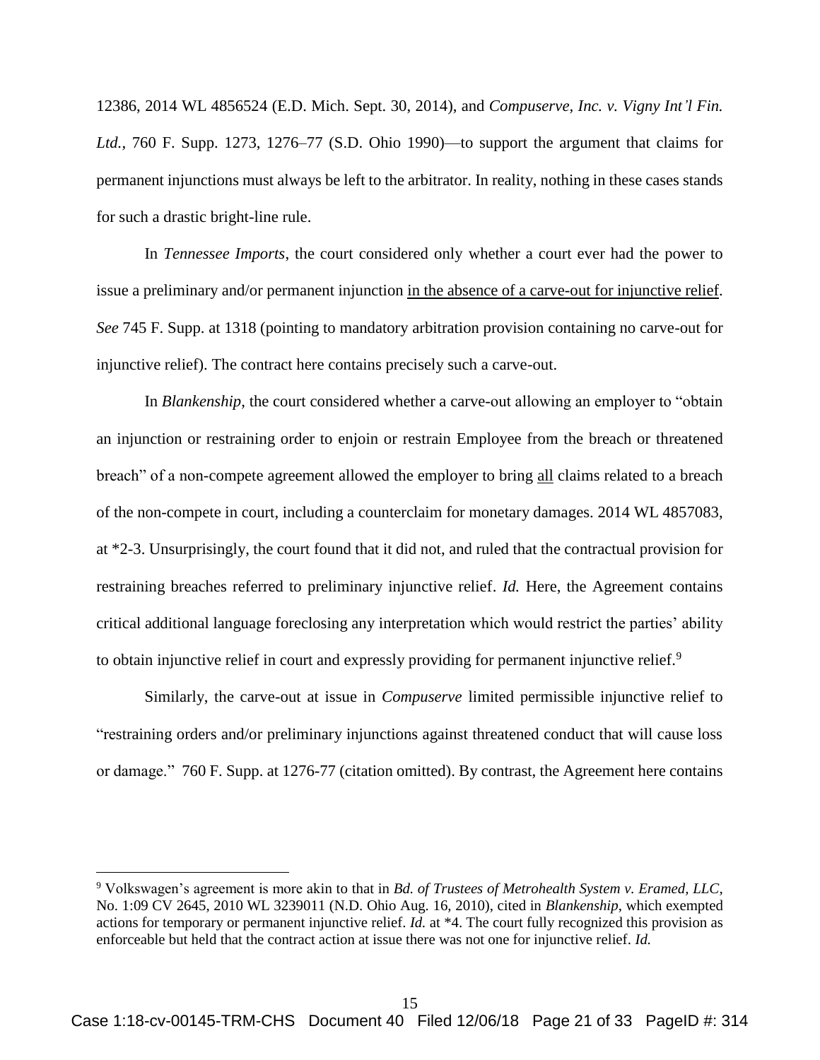12386, 2014 WL 4856524 (E.D. Mich. Sept. 30, 2014), and *Compuserve, Inc. v. Vigny Int'l Fin. Ltd.*, 760 F. Supp. 1273, 1276–77 (S.D. Ohio 1990)—to support the argument that claims for permanent injunctions must always be left to the arbitrator. In reality, nothing in these cases stands for such a drastic bright-line rule.

In *Tennessee Imports*, the court considered only whether a court ever had the power to issue a preliminary and/or permanent injunction <u>in the absence of a carve-out for injunctive relief</u>. *See* 745 F. Supp. at 1318 (pointing to mandatory arbitration provision containing no carve-out for injunctive relief). The contract here contains precisely such a carve-out.

In *Blankenship*, the court considered whether a carve-out allowing an employer to "obtain an injunction or restraining order to enjoin or restrain Employee from the breach or threatened breach" of a non-compete agreement allowed the employer to bring <u>all</u> claims related to a breach of the non-compete in court, including a counterclaim for monetary damages. 2014 WL 4857083, at *2-3. Unsurprisingly, the court found that it did not, and ruled that the contractual provision for restraining breaches referred to preliminary injunctive relief. *Id.* Here, the Agreement contains critical additional language foreclosing any interpretation which would restrict the parties' ability to obtain injunctive relief in court and expressly providing for permanent injunctive relief.[9]

Similarly, the carve-out at issue in *Compuserve* limited permissible injunctive relief to "restraining orders and/or preliminary injunctions against threatened conduct that will cause loss or damage." 760 F. Supp. at 1276-77 (citation omitted). By contrast, the Agreement here contains

---

[9] Volkswagen's agreement is more akin to that in *Bd. of Trustees of Metrohealth System v. Eramed, LLC*, No. 1:09 CV 2645, 2010 WL 3239011 (N.D. Ohio Aug. 16, 2010), cited in *Blankenship*, which exempted actions for temporary or permanent injunctive relief. *Id.* at *4. The court fully recognized this provision as enforceable but held that the contract action at issue there was not one for injunctive relief. *Id.*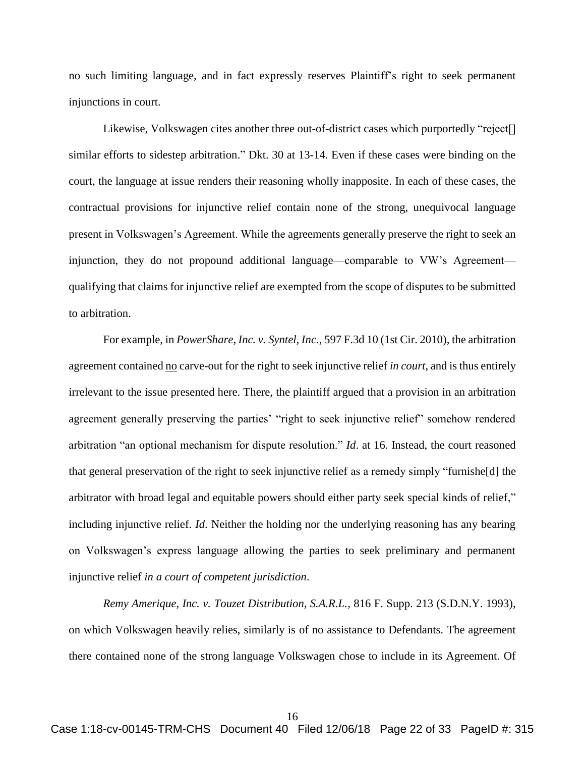no such limiting language, and in fact expressly reserves Plaintiff's right to seek permanent injunctions in court.

Likewise, Volkswagen cites another three out-of-district cases which purportedly "reject[] similar efforts to sidestep arbitration." Dkt. 30 at 13-14. Even if these cases were binding on the court, the language at issue renders their reasoning wholly inapposite. In each of these cases, the contractual provisions for injunctive relief contain none of the strong, unequivocal language present in Volkswagen's Agreement. While the agreements generally preserve the right to seek an injunction, they do not propound additional language—comparable to VW's Agreement—qualifying that claims for injunctive relief are exempted from the scope of disputes to be submitted to arbitration.

For example, in *PowerShare, Inc. v. Syntel, Inc.*, 597 F.3d 10 (1st Cir. 2010), the arbitration agreement contained no carve-out for the right to seek injunctive relief *in court*, and is thus entirely irrelevant to the issue presented here. There, the plaintiff argued that a provision in an arbitration agreement generally preserving the parties' "right to seek injunctive relief" somehow rendered arbitration "an optional mechanism for dispute resolution." *Id*. at 16. Instead, the court reasoned that general preservation of the right to seek injunctive relief as a remedy simply "furnishe[d] the arbitrator with broad legal and equitable powers should either party seek special kinds of relief," including injunctive relief. *Id*. Neither the holding nor the underlying reasoning has any bearing on Volkswagen's express language allowing the parties to seek preliminary and permanent injunctive relief *in a court of competent jurisdiction*.

*Remy Amerique, Inc. v. Touzet Distribution, S.A.R.L.*, 816 F. Supp. 213 (S.D.N.Y. 1993), on which Volkswagen heavily relies, similarly is of no assistance to Defendants. The agreement there contained none of the strong language Volkswagen chose to include in its Agreement. Of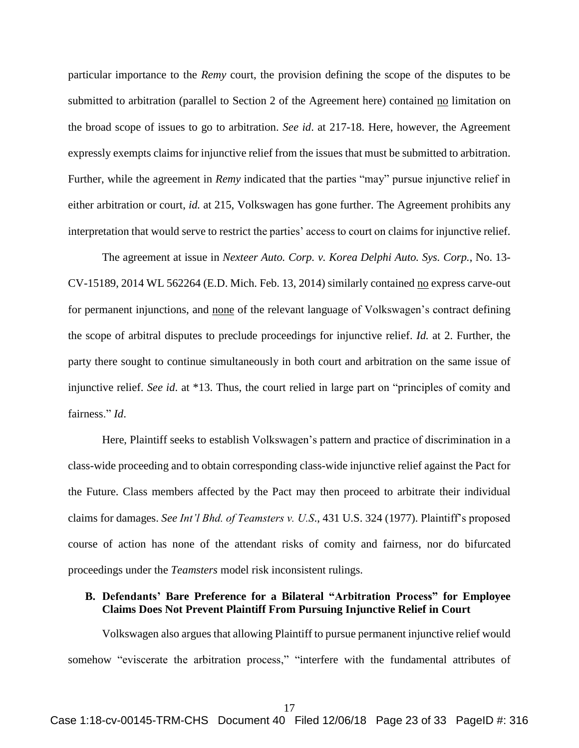particular importance to the *Remy* court, the provision defining the scope of the disputes to be submitted to arbitration (parallel to Section 2 of the Agreement here) contained <u>no</u> limitation on the broad scope of issues to go to arbitration. *See id*. at 217-18. Here, however, the Agreement expressly exempts claims for injunctive relief from the issues that must be submitted to arbitration. Further, while the agreement in *Remy* indicated that the parties "may" pursue injunctive relief in either arbitration or court, *id.* at 215, Volkswagen has gone further. The Agreement prohibits any interpretation that would serve to restrict the parties' access to court on claims for injunctive relief.

The agreement at issue in *Nexteer Auto. Corp. v. Korea Delphi Auto. Sys. Corp.*, No. 13-CV-15189, 2014 WL 562264 (E.D. Mich. Feb. 13, 2014) similarly contained <u>no</u> express carve-out for permanent injunctions, and <u>none</u> of the relevant language of Volkswagen's contract defining the scope of arbitral disputes to preclude proceedings for injunctive relief. *Id.* at 2. Further, the party there sought to continue simultaneously in both court and arbitration on the same issue of injunctive relief. *See id.* at *13. Thus, the court relied in large part on "principles of comity and fairness." *Id*.

Here, Plaintiff seeks to establish Volkswagen's pattern and practice of discrimination in a class-wide proceeding and to obtain corresponding class-wide injunctive relief against the Pact for the Future. Class members affected by the Pact may then proceed to arbitrate their individual claims for damages. *See Int'l Bhd. of Teamsters v. U.S*., 431 U.S. 324 (1977). Plaintiff's proposed course of action has none of the attendant risks of comity and fairness, nor do bifurcated proceedings under the *Teamsters* model risk inconsistent rulings.

### B. Defendants' Bare Preference for a Bilateral "Arbitration Process" for Employee Claims Does Not Prevent Plaintiff From Pursuing Injunctive Relief in Court

Volkswagen also argues that allowing Plaintiff to pursue permanent injunctive relief would somehow "eviscerate the arbitration process," "interfere with the fundamental attributes of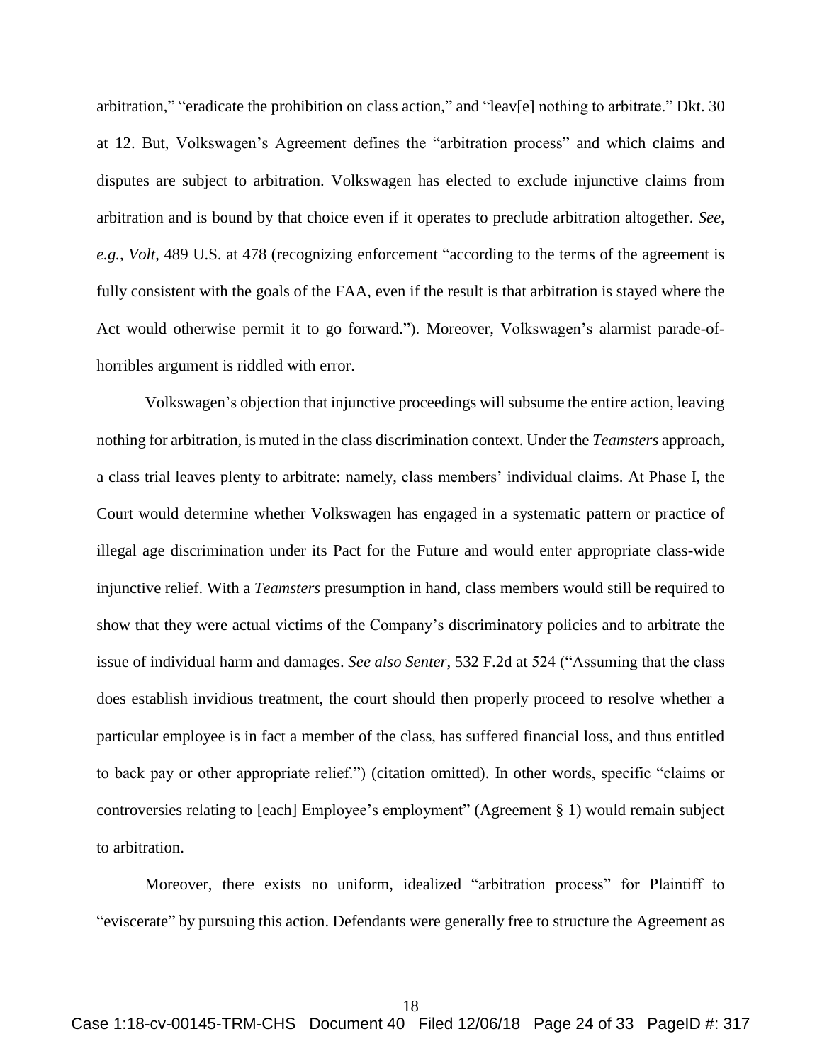arbitration," "eradicate the prohibition on class action," and "leav[e] nothing to arbitrate." Dkt. 30 at 12. But, Volkswagen's Agreement defines the "arbitration process" and which claims and disputes are subject to arbitration. Volkswagen has elected to exclude injunctive claims from arbitration and is bound by that choice even if it operates to preclude arbitration altogether. *See, e.g., Volt*, 489 U.S. at 478 (recognizing enforcement "according to the terms of the agreement is fully consistent with the goals of the FAA, even if the result is that arbitration is stayed where the Act would otherwise permit it to go forward."). Moreover, Volkswagen's alarmist parade-of-horribles argument is riddled with error.

Volkswagen's objection that injunctive proceedings will subsume the entire action, leaving nothing for arbitration, is muted in the class discrimination context. Under the *Teamsters* approach, a class trial leaves plenty to arbitrate: namely, class members' individual claims. At Phase I, the Court would determine whether Volkswagen has engaged in a systematic pattern or practice of illegal age discrimination under its Pact for the Future and would enter appropriate class-wide injunctive relief. With a *Teamsters* presumption in hand, class members would still be required to show that they were actual victims of the Company's discriminatory policies and to arbitrate the issue of individual harm and damages. *See also Senter*, 532 F.2d at 524 ("Assuming that the class does establish invidious treatment, the court should then properly proceed to resolve whether a particular employee is in fact a member of the class, has suffered financial loss, and thus entitled to back pay or other appropriate relief.") (citation omitted). In other words, specific "claims or controversies relating to [each] Employee's employment" (Agreement § 1) would remain subject to arbitration.

Moreover, there exists no uniform, idealized "arbitration process" for Plaintiff to "eviscerate" by pursuing this action. Defendants were generally free to structure the Agreement as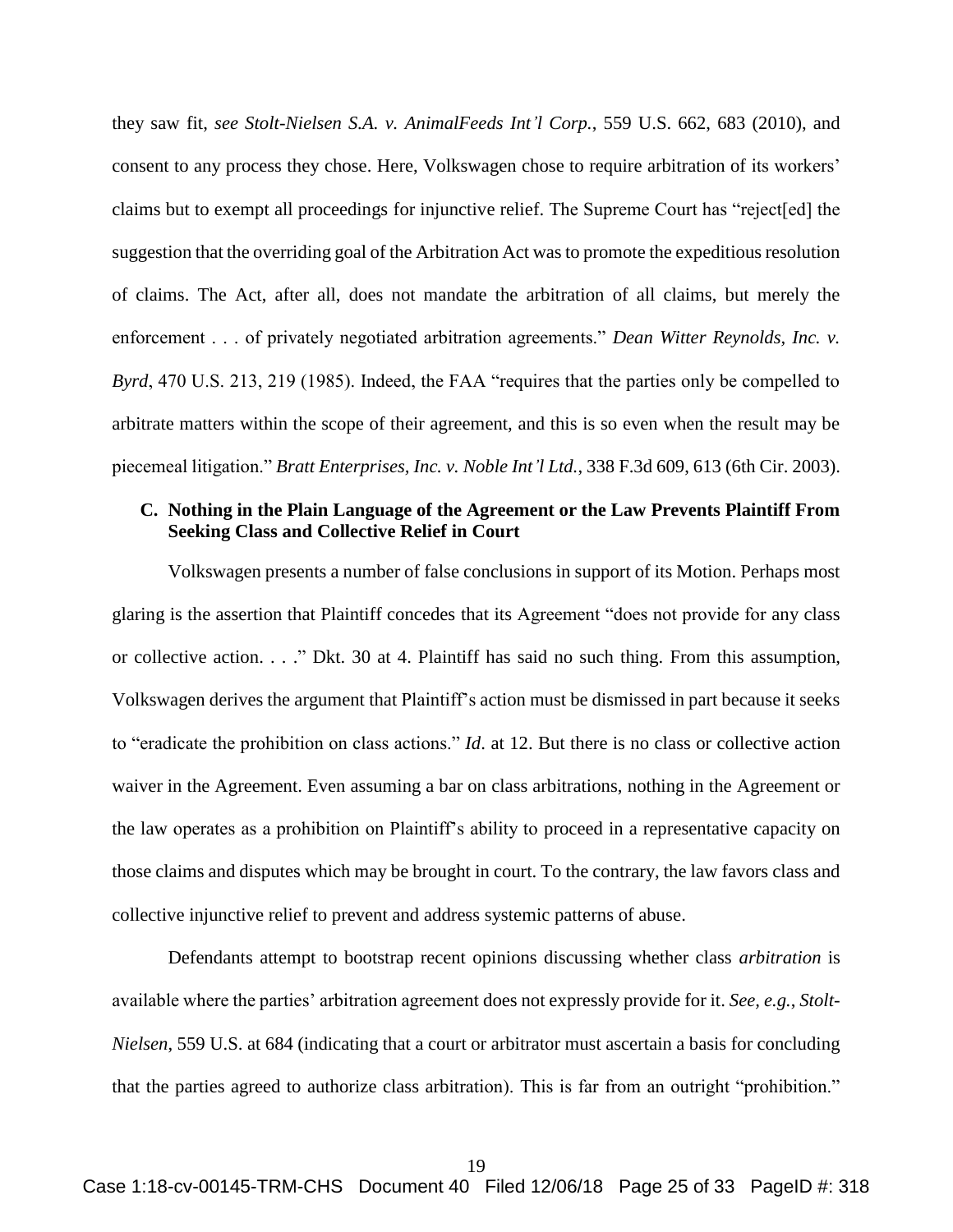they saw fit, *see Stolt-Nielsen S.A. v. AnimalFeeds Int'l Corp.*, 559 U.S. 662, 683 (2010), and consent to any process they chose. Here, Volkswagen chose to require arbitration of its workers' claims but to exempt all proceedings for injunctive relief. The Supreme Court has "reject[ed] the suggestion that the overriding goal of the Arbitration Act was to promote the expeditious resolution of claims. The Act, after all, does not mandate the arbitration of all claims, but merely the enforcement . . . of privately negotiated arbitration agreements." *Dean Witter Reynolds, Inc. v. Byrd*, 470 U.S. 213, 219 (1985). Indeed, the FAA "requires that the parties only be compelled to arbitrate matters within the scope of their agreement, and this is so even when the result may be piecemeal litigation." *Bratt Enterprises, Inc. v. Noble Int'l Ltd.*, 338 F.3d 609, 613 (6th Cir. 2003).

### C. Nothing in the Plain Language of the Agreement or the Law Prevents Plaintiff From Seeking Class and Collective Relief in Court

Volkswagen presents a number of false conclusions in support of its Motion. Perhaps most glaring is the assertion that Plaintiff concedes that its Agreement "does not provide for any class or collective action. . . ." Dkt. 30 at 4. Plaintiff has said no such thing. From this assumption, Volkswagen derives the argument that Plaintiff's action must be dismissed in part because it seeks to "eradicate the prohibition on class actions." *Id*. at 12. But there is no class or collective action waiver in the Agreement. Even assuming a bar on class arbitrations, nothing in the Agreement or the law operates as a prohibition on Plaintiff's ability to proceed in a representative capacity on those claims and disputes which may be brought in court. To the contrary, the law favors class and collective injunctive relief to prevent and address systemic patterns of abuse.

Defendants attempt to bootstrap recent opinions discussing whether class *arbitration* is available where the parties' arbitration agreement does not expressly provide for it. *See, e.g.*, *Stolt-Nielsen*, 559 U.S. at 684 (indicating that a court or arbitrator must ascertain a basis for concluding that the parties agreed to authorize class arbitration). This is far from an outright "prohibition."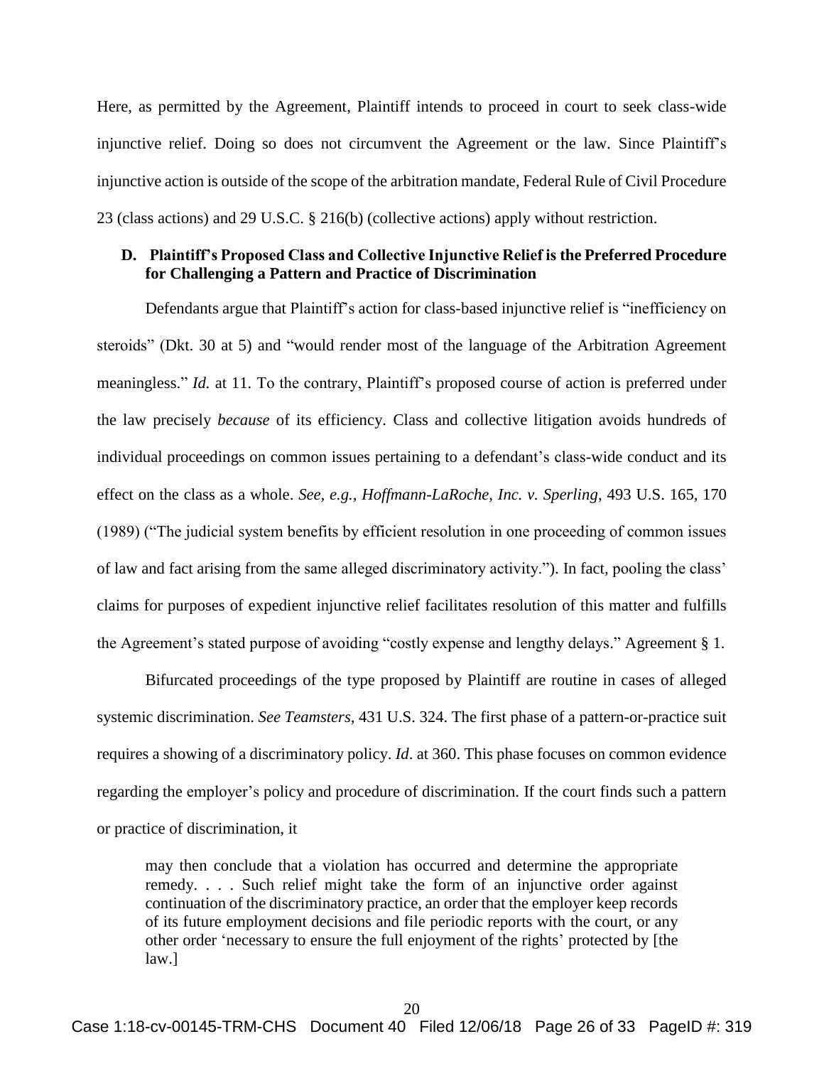Here, as permitted by the Agreement, Plaintiff intends to proceed in court to seek class-wide injunctive relief. Doing so does not circumvent the Agreement or the law. Since Plaintiff's injunctive action is outside of the scope of the arbitration mandate, Federal Rule of Civil Procedure 23 (class actions) and 29 U.S.C. § 216(b) (collective actions) apply without restriction.

### D. Plaintiff's Proposed Class and Collective Injunctive Relief is the Preferred Procedure for Challenging a Pattern and Practice of Discrimination

Defendants argue that Plaintiff's action for class-based injunctive relief is "inefficiency on steroids" (Dkt. 30 at 5) and "would render most of the language of the Arbitration Agreement meaningless." *Id.* at 11. To the contrary, Plaintiff's proposed course of action is preferred under the law precisely *because* of its efficiency. Class and collective litigation avoids hundreds of individual proceedings on common issues pertaining to a defendant's class-wide conduct and its effect on the class as a whole. *See, e.g.*, *Hoffmann-LaRoche, Inc. v. Sperling*, 493 U.S. 165, 170 (1989) ("The judicial system benefits by efficient resolution in one proceeding of common issues of law and fact arising from the same alleged discriminatory activity."). In fact, pooling the class' claims for purposes of expedient injunctive relief facilitates resolution of this matter and fulfills the Agreement's stated purpose of avoiding "costly expense and lengthy delays." Agreement § 1.

Bifurcated proceedings of the type proposed by Plaintiff are routine in cases of alleged systemic discrimination. *See Teamsters*, 431 U.S. 324. The first phase of a pattern-or-practice suit requires a showing of a discriminatory policy. *Id*. at 360. This phase focuses on common evidence regarding the employer's policy and procedure of discrimination. If the court finds such a pattern or practice of discrimination, it

> may then conclude that a violation has occurred and determine the appropriate remedy. . . . Such relief might take the form of an injunctive order against continuation of the discriminatory practice, an order that the employer keep records of its future employment decisions and file periodic reports with the court, or any other order 'necessary to ensure the full enjoyment of the rights' protected by [the law.]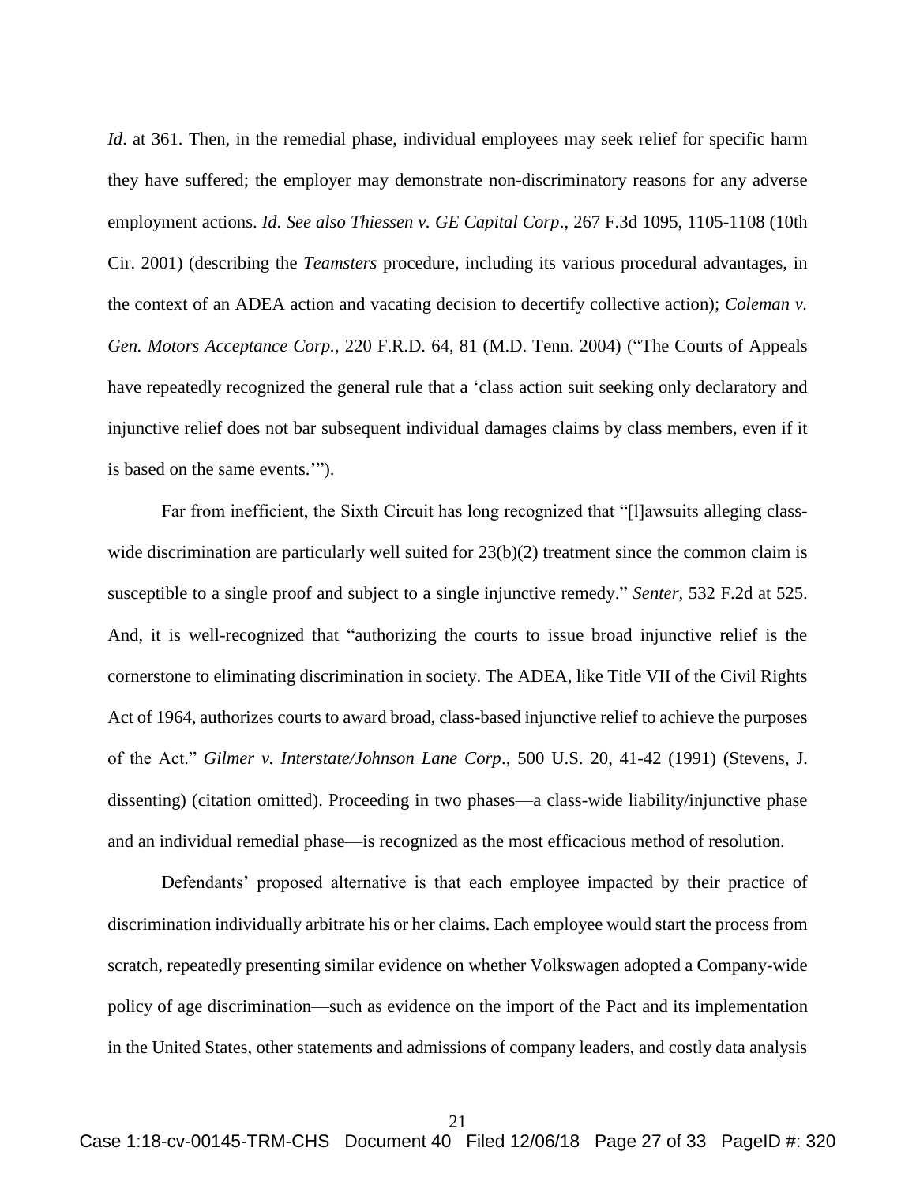*Id*. at 361. Then, in the remedial phase, individual employees may seek relief for specific harm they have suffered; the employer may demonstrate non-discriminatory reasons for any adverse employment actions. *Id*. *See also Thiessen v. GE Capital Corp*., 267 F.3d 1095, 1105-1108 (10th Cir. 2001) (describing the *Teamsters* procedure, including its various procedural advantages, in the context of an ADEA action and vacating decision to decertify collective action); *Coleman v. Gen. Motors Acceptance Corp.*, 220 F.R.D. 64, 81 (M.D. Tenn. 2004) ("The Courts of Appeals have repeatedly recognized the general rule that a 'class action suit seeking only declaratory and injunctive relief does not bar subsequent individual damages claims by class members, even if it is based on the same events.'").

Far from inefficient, the Sixth Circuit has long recognized that "[l]awsuits alleging class-wide discrimination are particularly well suited for 23(b)(2) treatment since the common claim is susceptible to a single proof and subject to a single injunctive remedy." *Senter*, 532 F.2d at 525. And, it is well-recognized that "authorizing the courts to issue broad injunctive relief is the cornerstone to eliminating discrimination in society. The ADEA, like Title VII of the Civil Rights Act of 1964, authorizes courts to award broad, class-based injunctive relief to achieve the purposes of the Act." *Gilmer v. Interstate/Johnson Lane Corp*., 500 U.S. 20, 41-42 (1991) (Stevens, J. dissenting) (citation omitted). Proceeding in two phases—a class-wide liability/injunctive phase and an individual remedial phase—is recognized as the most efficacious method of resolution.

Defendants' proposed alternative is that each employee impacted by their practice of discrimination individually arbitrate his or her claims. Each employee would start the process from scratch, repeatedly presenting similar evidence on whether Volkswagen adopted a Company-wide policy of age discrimination—such as evidence on the import of the Pact and its implementation in the United States, other statements and admissions of company leaders, and costly data analysis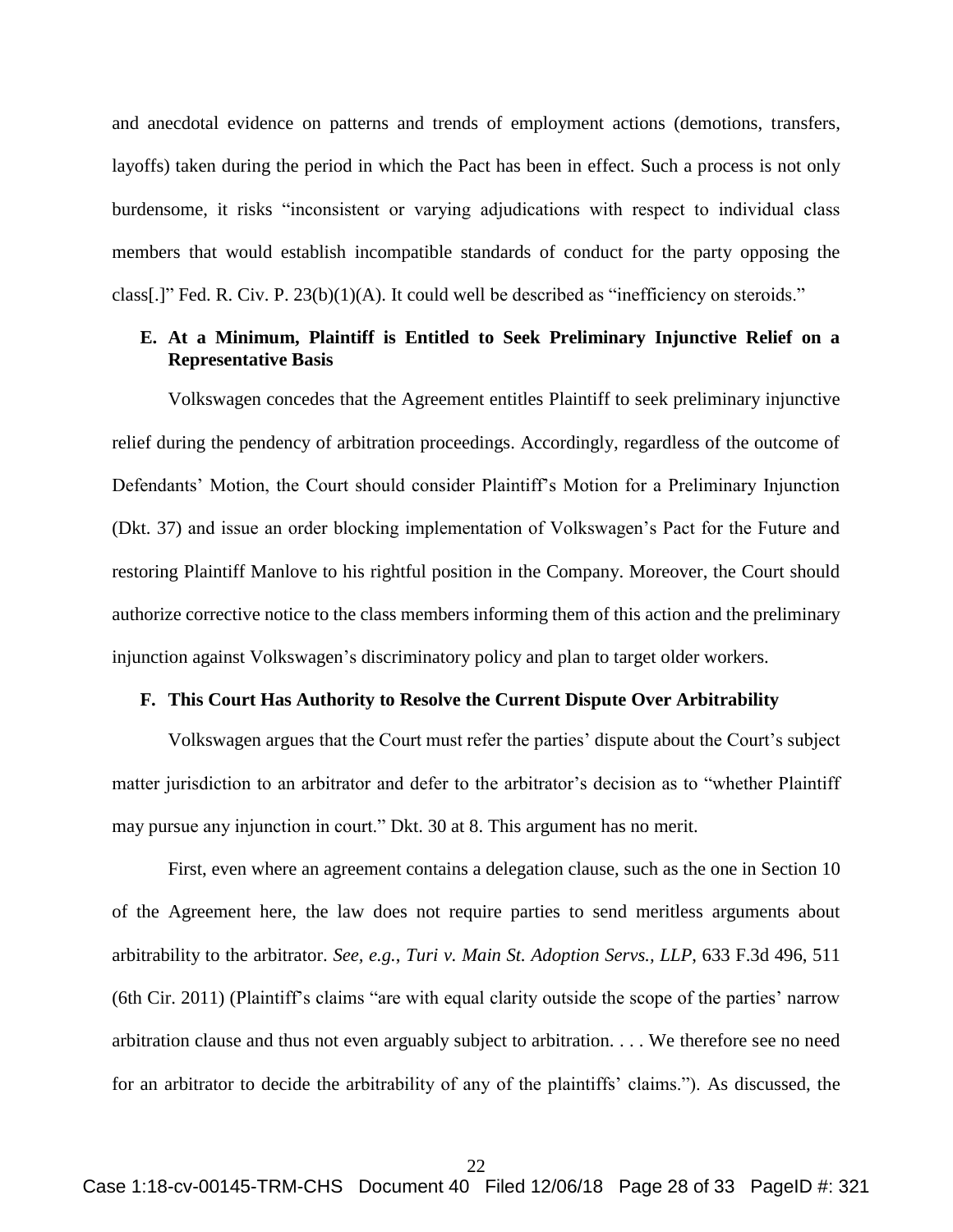and anecdotal evidence on patterns and trends of employment actions (demotions, transfers, layoffs) taken during the period in which the Pact has been in effect. Such a process is not only burdensome, it risks "inconsistent or varying adjudications with respect to individual class members that would establish incompatible standards of conduct for the party opposing the class[.]" Fed. R. Civ. P. 23(b)(1)(A). It could well be described as "inefficiency on steroids."

### E. At a Minimum, Plaintiff is Entitled to Seek Preliminary Injunctive Relief on a Representative Basis

Volkswagen concedes that the Agreement entitles Plaintiff to seek preliminary injunctive relief during the pendency of arbitration proceedings. Accordingly, regardless of the outcome of Defendants' Motion, the Court should consider Plaintiff's Motion for a Preliminary Injunction (Dkt. 37) and issue an order blocking implementation of Volkswagen's Pact for the Future and restoring Plaintiff Manlove to his rightful position in the Company. Moreover, the Court should authorize corrective notice to the class members informing them of this action and the preliminary injunction against Volkswagen's discriminatory policy and plan to target older workers.

### F. This Court Has Authority to Resolve the Current Dispute Over Arbitrability

Volkswagen argues that the Court must refer the parties' dispute about the Court's subject matter jurisdiction to an arbitrator and defer to the arbitrator's decision as to "whether Plaintiff may pursue any injunction in court." Dkt. 30 at 8. This argument has no merit.

First, even where an agreement contains a delegation clause, such as the one in Section 10 of the Agreement here, the law does not require parties to send meritless arguments about arbitrability to the arbitrator. *See, e.g.*, *Turi v. Main St. Adoption Servs., LLP*, 633 F.3d 496, 511 (6th Cir. 2011) (Plaintiff's claims "are with equal clarity outside the scope of the parties' narrow arbitration clause and thus not even arguably subject to arbitration. . . . We therefore see no need for an arbitrator to decide the arbitrability of any of the plaintiffs' claims."). As discussed, the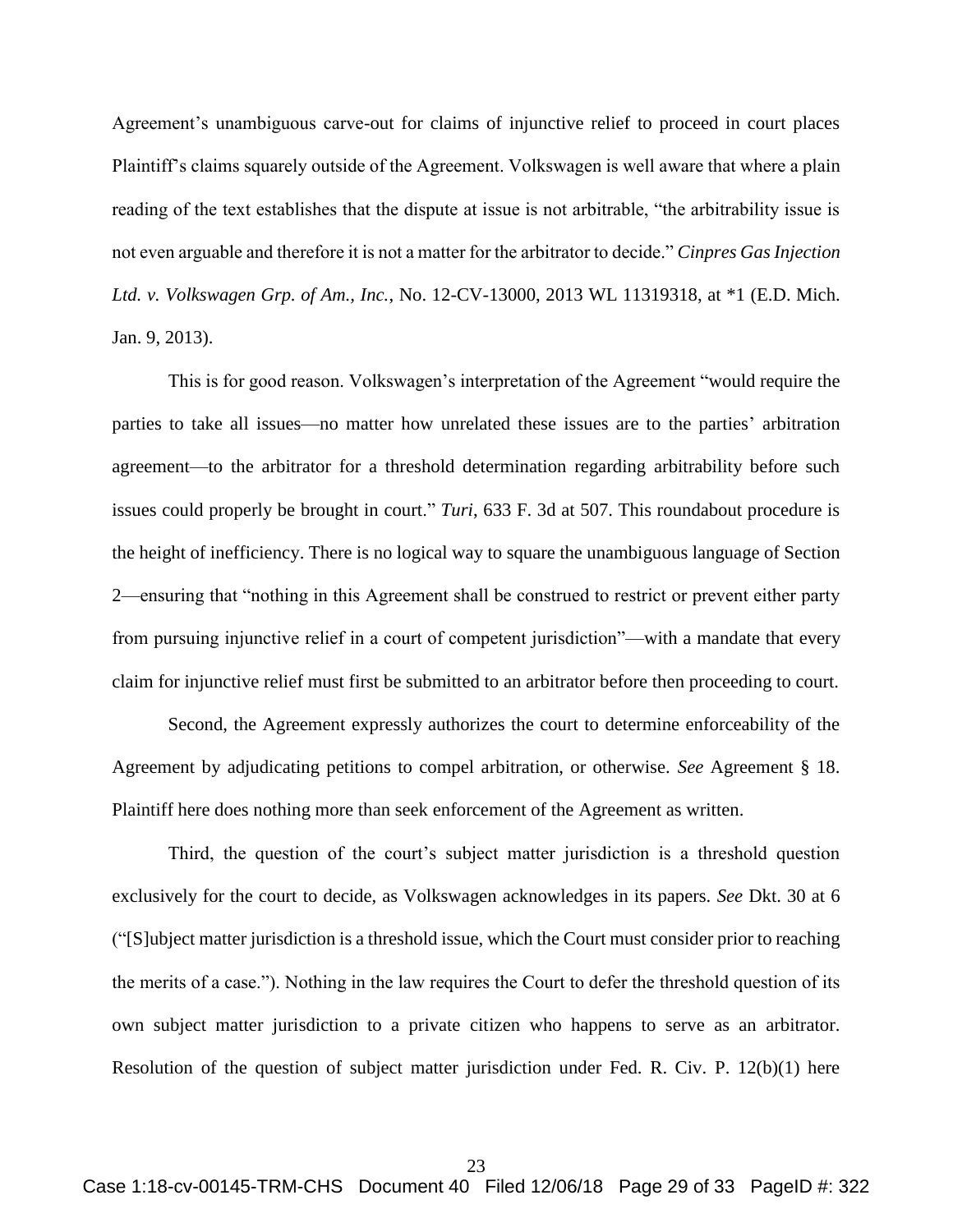Agreement's unambiguous carve-out for claims of injunctive relief to proceed in court places Plaintiff's claims squarely outside of the Agreement. Volkswagen is well aware that where a plain reading of the text establishes that the dispute at issue is not arbitrable, "the arbitrability issue is not even arguable and therefore it is not a matter for the arbitrator to decide." *Cinpres Gas Injection Ltd. v. Volkswagen Grp. of Am., Inc.*, No. 12-CV-13000, 2013 WL 11319318, at *1 (E.D. Mich. Jan. 9, 2013).

This is for good reason. Volkswagen's interpretation of the Agreement "would require the parties to take all issues—no matter how unrelated these issues are to the parties' arbitration agreement—to the arbitrator for a threshold determination regarding arbitrability before such issues could properly be brought in court." *Turi*, 633 F. 3d at 507. This roundabout procedure is the height of inefficiency. There is no logical way to square the unambiguous language of Section 2—ensuring that "nothing in this Agreement shall be construed to restrict or prevent either party from pursuing injunctive relief in a court of competent jurisdiction"—with a mandate that every claim for injunctive relief must first be submitted to an arbitrator before then proceeding to court.

Second, the Agreement expressly authorizes the court to determine enforceability of the Agreement by adjudicating petitions to compel arbitration, or otherwise. *See* Agreement § 18. Plaintiff here does nothing more than seek enforcement of the Agreement as written.

Third, the question of the court's subject matter jurisdiction is a threshold question exclusively for the court to decide, as Volkswagen acknowledges in its papers. *See* Dkt. 30 at 6 ("[S]ubject matter jurisdiction is a threshold issue, which the Court must consider prior to reaching the merits of a case."). Nothing in the law requires the Court to defer the threshold question of its own subject matter jurisdiction to a private citizen who happens to serve as an arbitrator. Resolution of the question of subject matter jurisdiction under Fed. R. Civ. P. 12(b)(1) here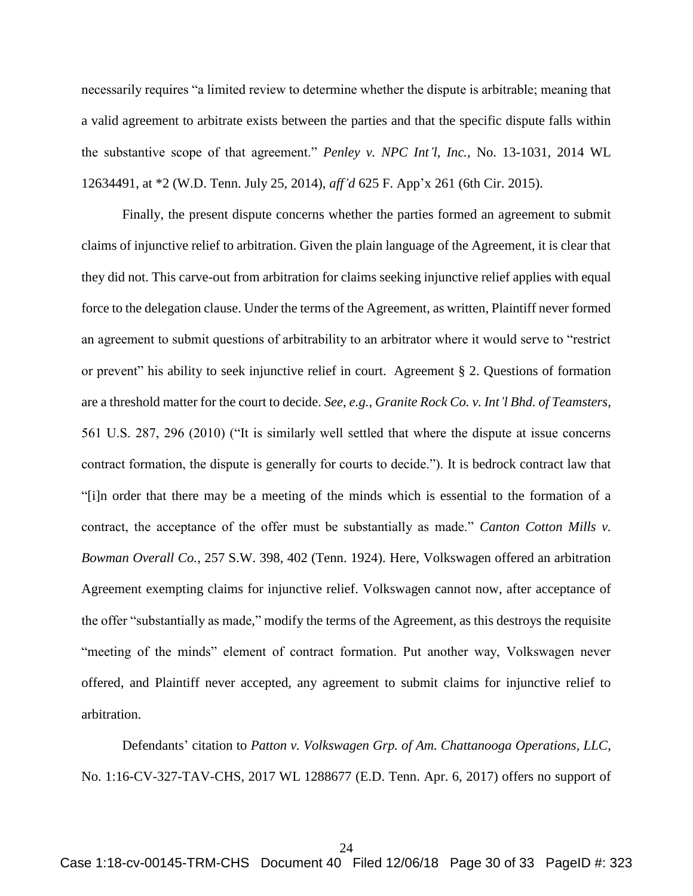necessarily requires "a limited review to determine whether the dispute is arbitrable; meaning that a valid agreement to arbitrate exists between the parties and that the specific dispute falls within the substantive scope of that agreement." *Penley v. NPC Int'l, Inc.*, No. 13-1031, 2014 WL 12634491, at *2 (W.D. Tenn. July 25, 2014), *aff'd* 625 F. App'x 261 (6th Cir. 2015).

Finally, the present dispute concerns whether the parties formed an agreement to submit claims of injunctive relief to arbitration. Given the plain language of the Agreement, it is clear that they did not. This carve-out from arbitration for claims seeking injunctive relief applies with equal force to the delegation clause. Under the terms of the Agreement, as written, Plaintiff never formed an agreement to submit questions of arbitrability to an arbitrator where it would serve to "restrict or prevent" his ability to seek injunctive relief in court. Agreement § 2. Questions of formation are a threshold matter for the court to decide. *See, e.g.*, *Granite Rock Co. v. Int'l Bhd. of Teamsters*, 561 U.S. 287, 296 (2010) ("It is similarly well settled that where the dispute at issue concerns contract formation, the dispute is generally for courts to decide."). It is bedrock contract law that "[i]n order that there may be a meeting of the minds which is essential to the formation of a contract, the acceptance of the offer must be substantially as made." *Canton Cotton Mills v. Bowman Overall Co.*, 257 S.W. 398, 402 (Tenn. 1924). Here, Volkswagen offered an arbitration Agreement exempting claims for injunctive relief. Volkswagen cannot now, after acceptance of the offer "substantially as made," modify the terms of the Agreement, as this destroys the requisite "meeting of the minds" element of contract formation. Put another way, Volkswagen never offered, and Plaintiff never accepted, any agreement to submit claims for injunctive relief to arbitration.

Defendants' citation to *Patton v. Volkswagen Grp. of Am. Chattanooga Operations, LLC*, No. 1:16-CV-327-TAV-CHS, 2017 WL 1288677 (E.D. Tenn. Apr. 6, 2017) offers no support of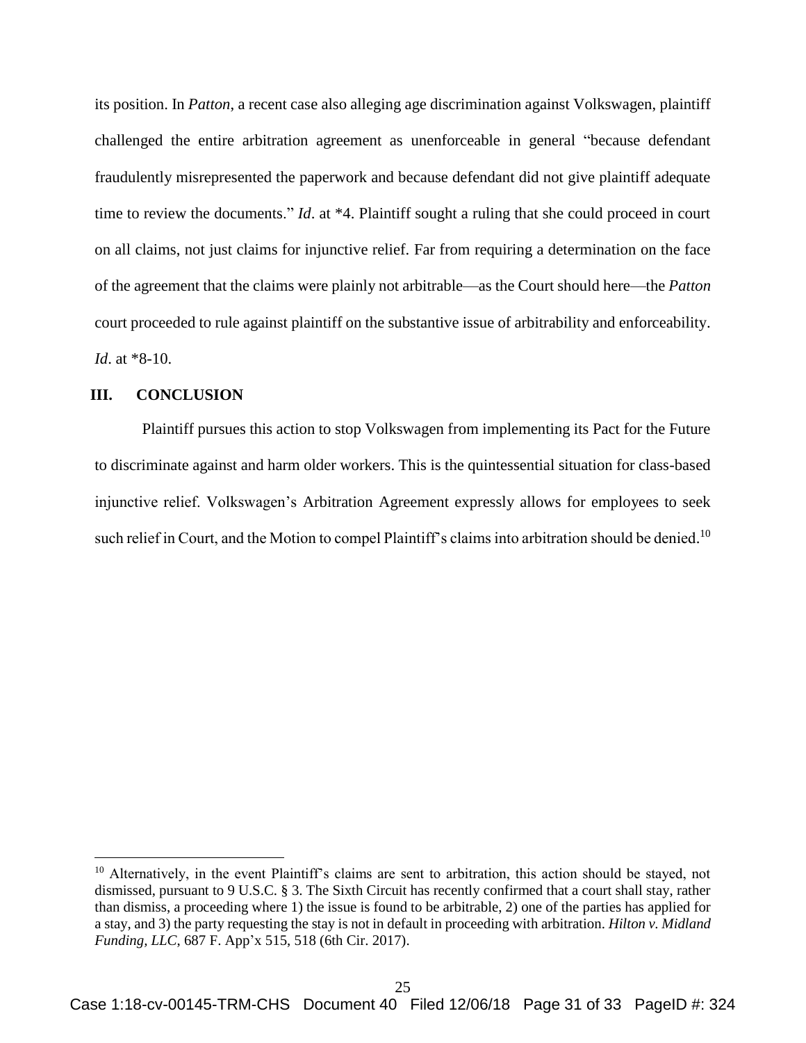its position. In *Patton*, a recent case also alleging age discrimination against Volkswagen, plaintiff challenged the entire arbitration agreement as unenforceable in general "because defendant fraudulently misrepresented the paperwork and because defendant did not give plaintiff adequate time to review the documents." *Id*. at *4. Plaintiff sought a ruling that she could proceed in court on all claims, not just claims for injunctive relief. Far from requiring a determination on the face of the agreement that the claims were plainly not arbitrable—as the Court should here—the *Patton* court proceeded to rule against plaintiff on the substantive issue of arbitrability and enforceability. *Id*. at *8-10.

## III. CONCLUSION

Plaintiff pursues this action to stop Volkswagen from implementing its Pact for the Future to discriminate against and harm older workers. This is the quintessential situation for class-based injunctive relief. Volkswagen's Arbitration Agreement expressly allows for employees to seek such relief in Court, and the Motion to compel Plaintiff's claims into arbitration should be denied.[10]

---

[10] Alternatively, in the event Plaintiff's claims are sent to arbitration, this action should be stayed, not dismissed, pursuant to 9 U.S.C. § 3. The Sixth Circuit has recently confirmed that a court shall stay, rather than dismiss, a proceeding where 1) the issue is found to be arbitrable, 2) one of the parties has applied for a stay, and 3) the party requesting the stay is not in default in proceeding with arbitration. *Hilton v. Midland Funding, LLC*, 687 F. App'x 515, 518 (6th Cir. 2017).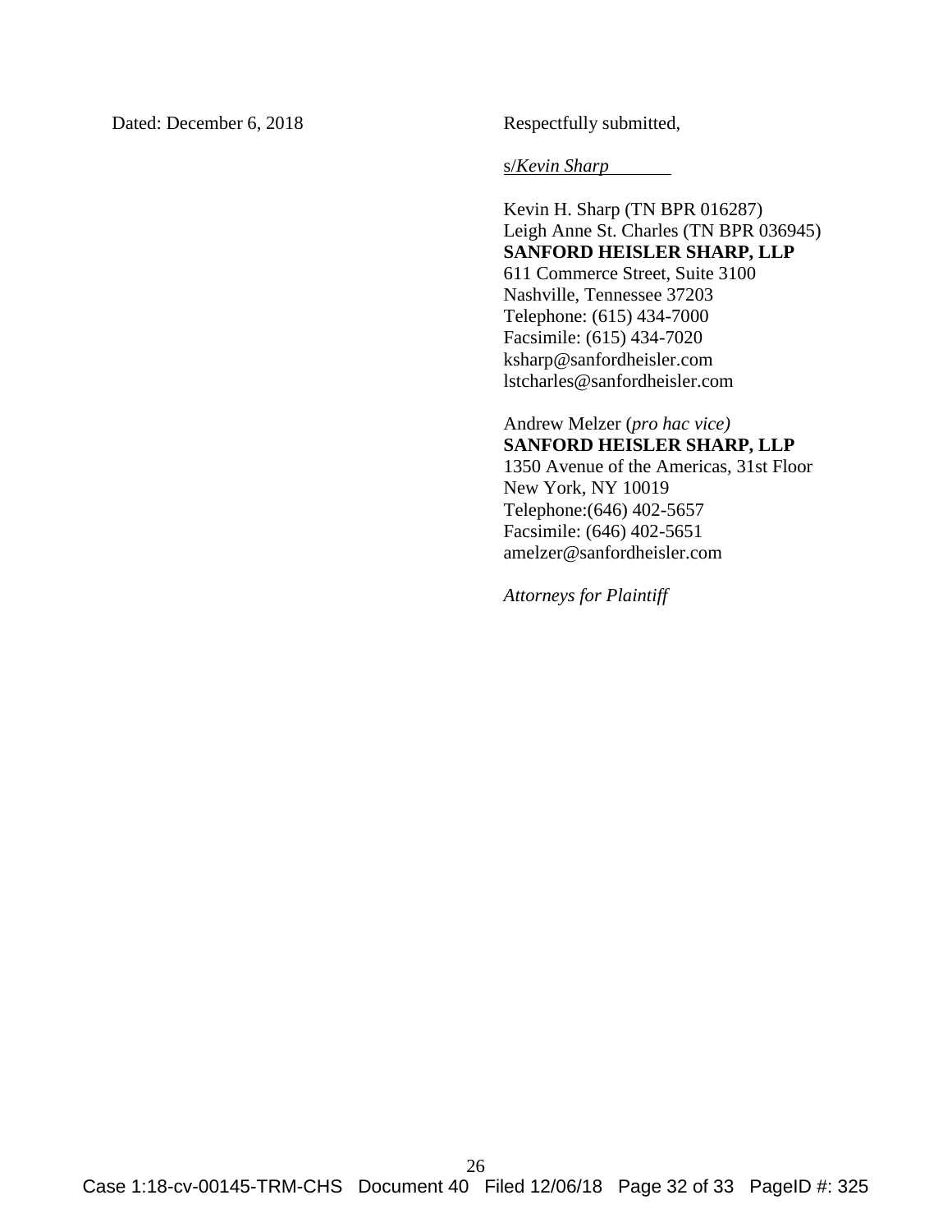Dated: December 6, 2018

Respectfully submitted,

s/*Kevin Sharp*

Kevin H. Sharp (TN BPR 016287)
Leigh Anne St. Charles (TN BPR 036945)
**SANFORD HEISLER SHARP, LLP**
611 Commerce Street, Suite 3100
Nashville, Tennessee 37203
Telephone: (615) 434-7000
Facsimile: (615) 434-7020
ksharp@sanfordheisler.com
lstcharles@sanfordheisler.com

Andrew Melzer (*pro hac vice)*
**SANFORD HEISLER SHARP, LLP**
1350 Avenue of the Americas, 31st Floor
New York, NY 10019
Telephone:(646) 402-5657
Facsimile: (646) 402-5651
amelzer@sanfordheisler.com

*Attorneys for Plaintiff*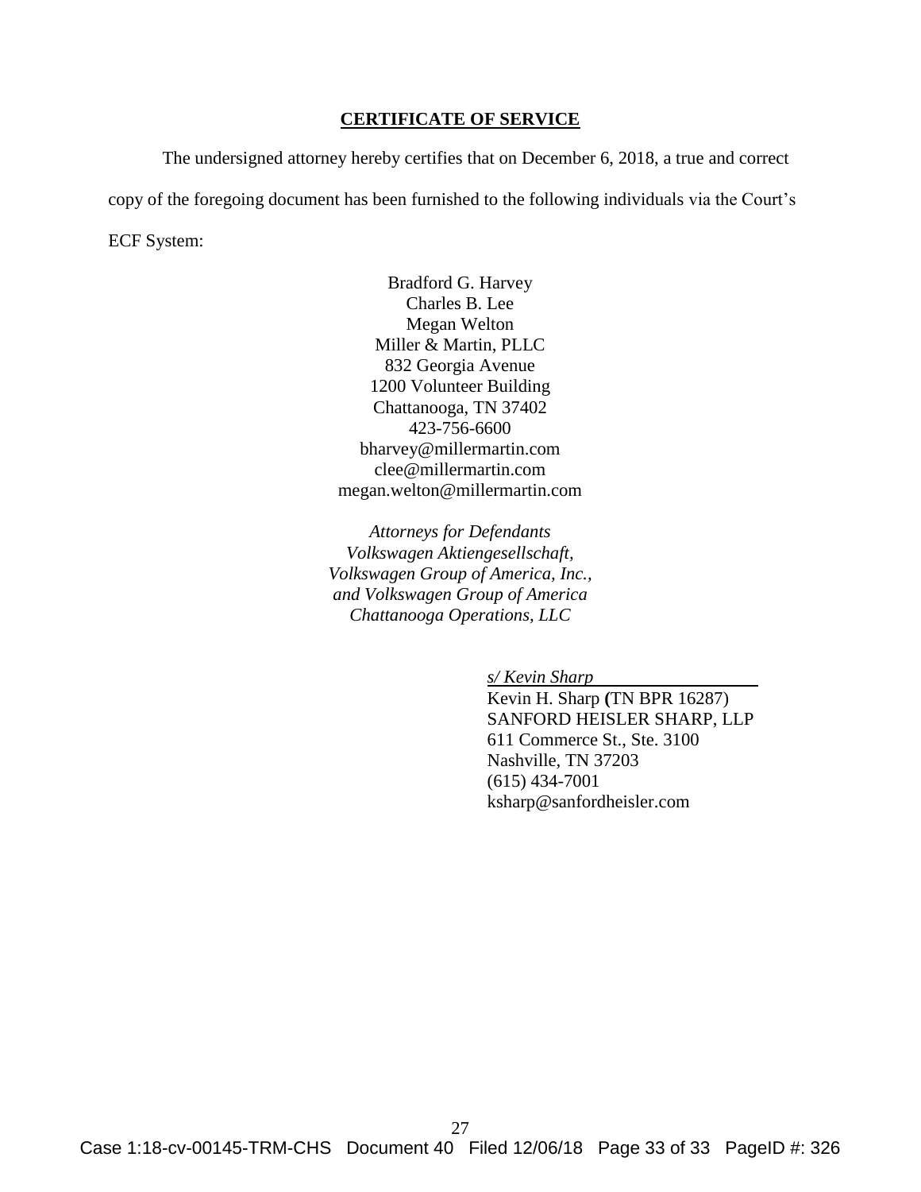**CERTIFICATE OF SERVICE**

The undersigned attorney hereby certifies that on December 6, 2018, a true and correct copy of the foregoing document has been furnished to the following individuals via the Court's ECF System:

Bradford G. Harvey
Charles B. Lee
Megan Welton
Miller & Martin, PLLC
832 Georgia Avenue
1200 Volunteer Building
Chattanooga, TN 37402
423-756-6600
bharvey@millermartin.com
clee@millermartin.com
megan.welton@millermartin.com

*Attorneys for Defendants*
*Volkswagen Aktiengesellschaft,*
*Volkswagen Group of America, Inc.,*
*and Volkswagen Group of America*
*Chattanooga Operations, LLC*

*s/ Kevin Sharp*
Kevin H. Sharp (TN BPR 16287)
SANFORD HEISLER SHARP, LLP
611 Commerce St., Ste. 3100
Nashville, TN 37203
(615) 434-7001
ksharp@sanfordheisler.com